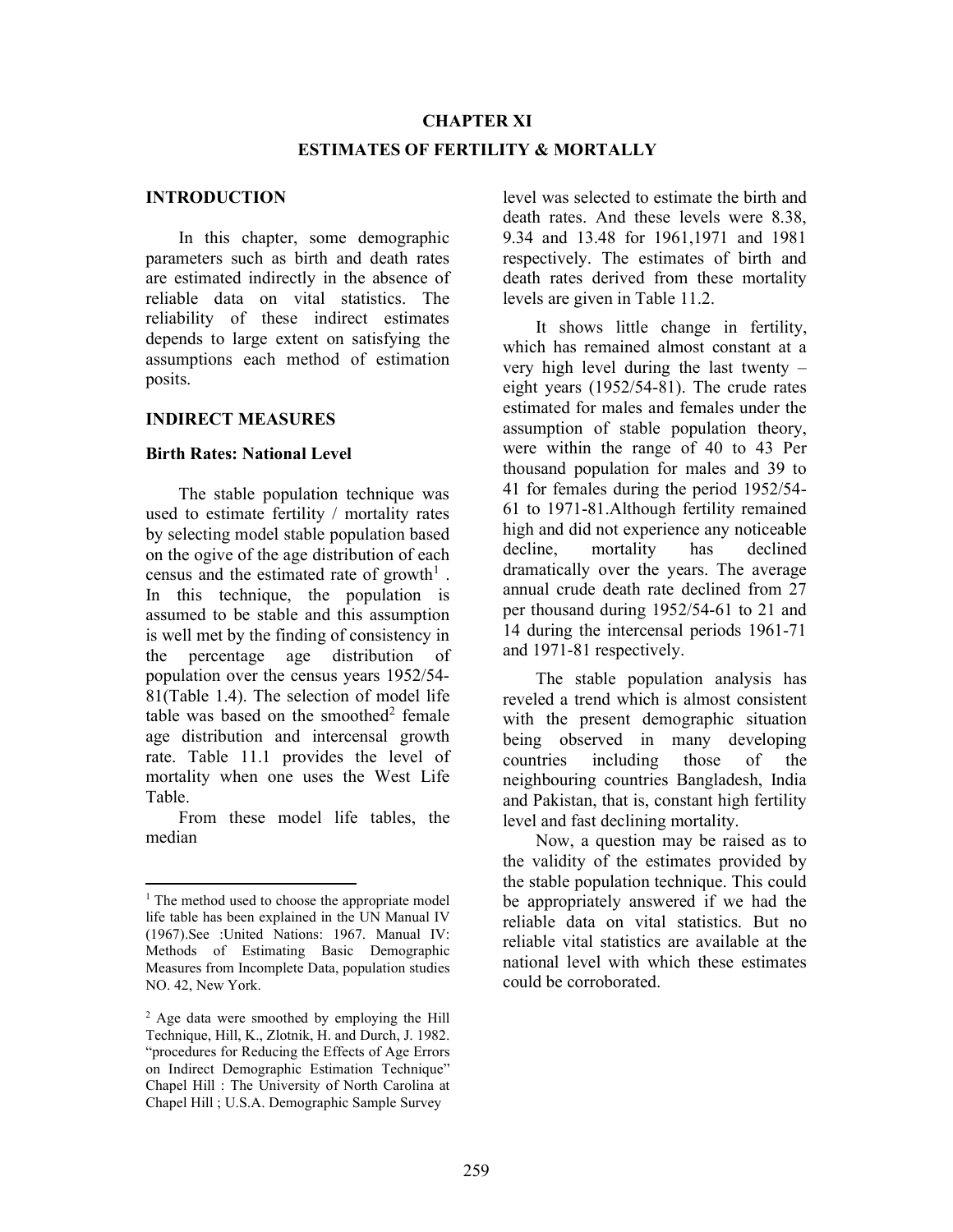# CHAPTER XI

## ESTIMATES OF FERTILITY & MORTALLY

### INTRODUCTION

In this chapter, some demographic parameters such as birth and death rates are estimated indirectly in the absence of reliable data on vital statistics. The reliability of these indirect estimates depends to large extent on satisfying the assumptions each method of estimation posits.

### INDIRECT MEASURES

#### Birth Rates: National Level

The stable population technique was used to estimate fertility / mortality rates by selecting model stable population based on the ogive of the age distribution of each census and the estimated rate of growth[1]. In this technique, the population is assumed to be stable and this assumption is well met by the finding of consistency in the percentage age distribution of population over the census years 1952/54-81(Table 1.4). The selection of model life table was based on the smoothed[2] female age distribution and intercensal growth rate. Table 11.1 provides the level of mortality when one uses the West Life Table.

From these model life tables, the median level was selected to estimate the birth and death rates. And these levels were 8.38, 9.34 and 13.48 for 1961,1971 and 1981 respectively. The estimates of birth and death rates derived from these mortality levels are given in Table 11.2.

It shows little change in fertility, which has remained almost constant at a very high level during the last twenty – eight years (1952/54-81). The crude rates estimated for males and females under the assumption of stable population theory, were within the range of 40 to 43 Per thousand population for males and 39 to 41 for females during the period 1952/54-61 to 1971-81.Although fertility remained high and did not experience any noticeable decline, mortality has declined dramatically over the years. The average annual crude death rate declined from 27 per thousand during 1952/54-61 to 21 and 14 during the intercensal periods 1961-71 and 1971-81 respectively.

The stable population analysis has reveled a trend which is almost consistent with the present demographic situation being observed in many developing countries including those of the neighbouring countries Bangladesh, India and Pakistan, that is, constant high fertility level and fast declining mortality.

Now, a question may be raised as to the validity of the estimates provided by the stable population technique. This could be appropriately answered if we had the reliable data on vital statistics. But no reliable vital statistics are available at the national level with which these estimates could be corroborated.

---

[1] The method used to choose the appropriate model life table has been explained in the UN Manual IV (1967).See :United Nations: 1967. Manual IV: Methods of Estimating Basic Demographic Measures from Incomplete Data, population studies NO. 42, New York.

[2] Age data were smoothed by employing the Hill Technique, Hill, K., Zlotnik, H. and Durch, J. 1982. "procedures for Reducing the Effects of Age Errors on Indirect Demographic Estimation Technique" Chapel Hill : The University of North Carolina at Chapel Hill ; U.S.A. Demographic Sample Survey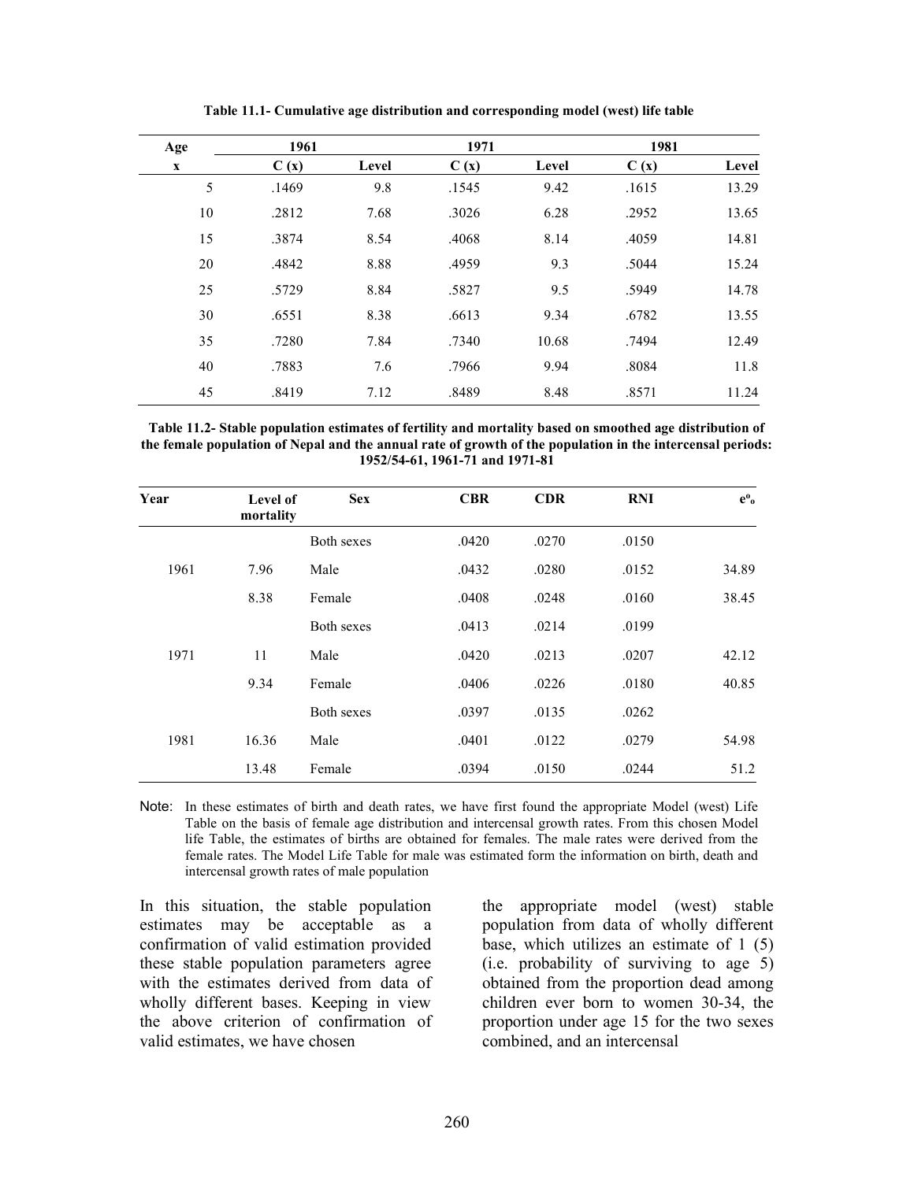**Table 11.1- Cumulative age distribution and corresponding model (west) life table**

| Age | 1961 | | 1971 | | 1981 | |
|---|---|---|---|---|---|---|
| x | C (x) | Level | C (x) | Level | C (x) | Level |
| 5 | .1469 | 9.8 | .1545 | 9.42 | .1615 | 13.29 |
| 10 | .2812 | 7.68 | .3026 | 6.28 | .2952 | 13.65 |
| 15 | .3874 | 8.54 | .4068 | 8.14 | .4059 | 14.81 |
| 20 | .4842 | 8.88 | .4959 | 9.3 | .5044 | 15.24 |
| 25 | .5729 | 8.84 | .5827 | 9.5 | .5949 | 14.78 |
| 30 | .6551 | 8.38 | .6613 | 9.34 | .6782 | 13.55 |
| 35 | .7280 | 7.84 | .7340 | 10.68 | .7494 | 12.49 |
| 40 | .7883 | 7.6 | .7966 | 9.94 | .8084 | 11.8 |
| 45 | .8419 | 7.12 | .8489 | 8.48 | .8571 | 11.24 |

**Table 11.2- Stable population estimates of fertility and mortality based on smoothed age distribution of the female population of Nepal and the annual rate of growth of the population in the intercensal periods: 1952/54-61, 1961-71 and 1971-81**

| Year | Level of mortality | Sex | CBR | CDR | RNI | $e^o_o$ |
|---|---|---|---|---|---|---|
| | | Both sexes | .0420 | .0270 | .0150 | |
| 1961 | 7.96 | Male | .0432 | .0280 | .0152 | 34.89 |
| | 8.38 | Female | .0408 | .0248 | .0160 | 38.45 |
| | | Both sexes | .0413 | .0214 | .0199 | |
| 1971 | 11 | Male | .0420 | .0213 | .0207 | 42.12 |
| | 9.34 | Female | .0406 | .0226 | .0180 | 40.85 |
| | | Both sexes | .0397 | .0135 | .0262 | |
| 1981 | 16.36 | Male | .0401 | .0122 | .0279 | 54.98 |
| | 13.48 | Female | .0394 | .0150 | .0244 | 51.2 |

Note: In these estimates of birth and death rates, we have first found the appropriate Model (west) Life Table on the basis of female age distribution and intercensal growth rates. From this chosen Model life Table, the estimates of births are obtained for females. The male rates were derived from the female rates. The Model Life Table for male was estimated form the information on birth, death and intercensal growth rates of male population

In this situation, the stable population estimates may be acceptable as a confirmation of valid estimation provided these stable population parameters agree with the estimates derived from data of wholly different bases. Keeping in view the above criterion of confirmation of valid estimates, we have chosen the appropriate model (west) stable population from data of wholly different base, which utilizes an estimate of 1 (5) (i.e. probability of surviving to age 5) obtained from the proportion dead among children ever born to women 30-34, the proportion under age 15 for the two sexes combined, and an intercensal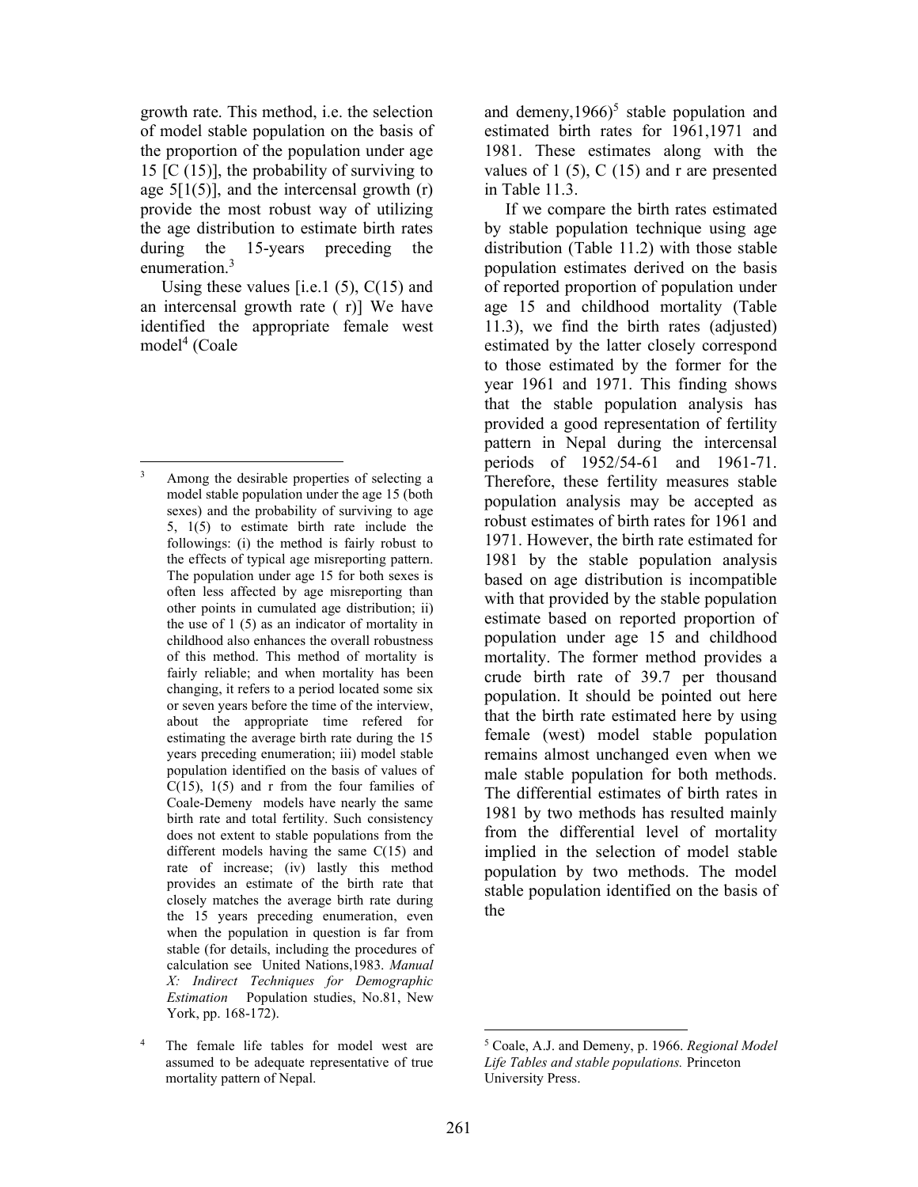growth rate. This method, i.e. the selection of model stable population on the basis of the proportion of the population under age 15 [C (15)], the probability of surviving to age 5[1(5)], and the intercensal growth (r) provide the most robust way of utilizing the age distribution to estimate birth rates during the 15-years preceding the enumeration.[3]

Using these values [i.e.1 (5), C(15) and an intercensal growth rate ( r)] We have identified the appropriate female west model[4] (Coale and demeny,1966)[5] stable population and estimated birth rates for 1961,1971 and 1981. These estimates along with the values of 1 (5), C (15) and r are presented in Table 11.3.

If we compare the birth rates estimated by stable population technique using age distribution (Table 11.2) with those stable population estimates derived on the basis of reported proportion of population under age 15 and childhood mortality (Table 11.3), we find the birth rates (adjusted) estimated by the latter closely correspond to those estimated by the former for the year 1961 and 1971. This finding shows that the stable population analysis has provided a good representation of fertility pattern in Nepal during the intercensal periods of 1952/54-61 and 1961-71. Therefore, these fertility measures stable population analysis may be accepted as robust estimates of birth rates for 1961 and 1971. However, the birth rate estimated for 1981 by the stable population analysis based on age distribution is incompatible with that provided by the stable population estimate based on reported proportion of population under age 15 and childhood mortality. The former method provides a crude birth rate of 39.7 per thousand population. It should be pointed out here that the birth rate estimated here by using female (west) model stable population remains almost unchanged even when we male stable population for both methods. The differential estimates of birth rates in 1981 by two methods has resulted mainly from the differential level of mortality implied in the selection of model stable population by two methods. The model stable population identified on the basis of the

---

[3] Among the desirable properties of selecting a model stable population under the age 15 (both sexes) and the probability of surviving to age 5, 1(5) to estimate birth rate include the followings: (i) the method is fairly robust to the effects of typical age misreporting pattern. The population under age 15 for both sexes is often less affected by age misreporting than other points in cumulated age distribution; ii) the use of 1 (5) as an indicator of mortality in childhood also enhances the overall robustness of this method. This method of mortality is fairly reliable; and when mortality has been changing, it refers to a period located some six or seven years before the time of the interview, about the appropriate time refered for estimating the average birth rate during the 15 years preceding enumeration; iii) model stable population identified on the basis of values of C(15), 1(5) and r from the four families of Coale-Demeny models have nearly the same birth rate and total fertility. Such consistency does not extent to stable populations from the different models having the same C(15) and rate of increase; (iv) lastly this method provides an estimate of the birth rate that closely matches the average birth rate during the 15 years preceding enumeration, even when the population in question is far from stable (for details, including the procedures of calculation see United Nations,1983. *Manual X: Indirect Techniques for Demographic Estimation* Population studies, No.81, New York, pp. 168-172).

[4] The female life tables for model west are assumed to be adequate representative of true mortality pattern of Nepal.

[5] Coale, A.J. and Demeny, p. 1966. *Regional Model Life Tables and stable populations.* Princeton University Press.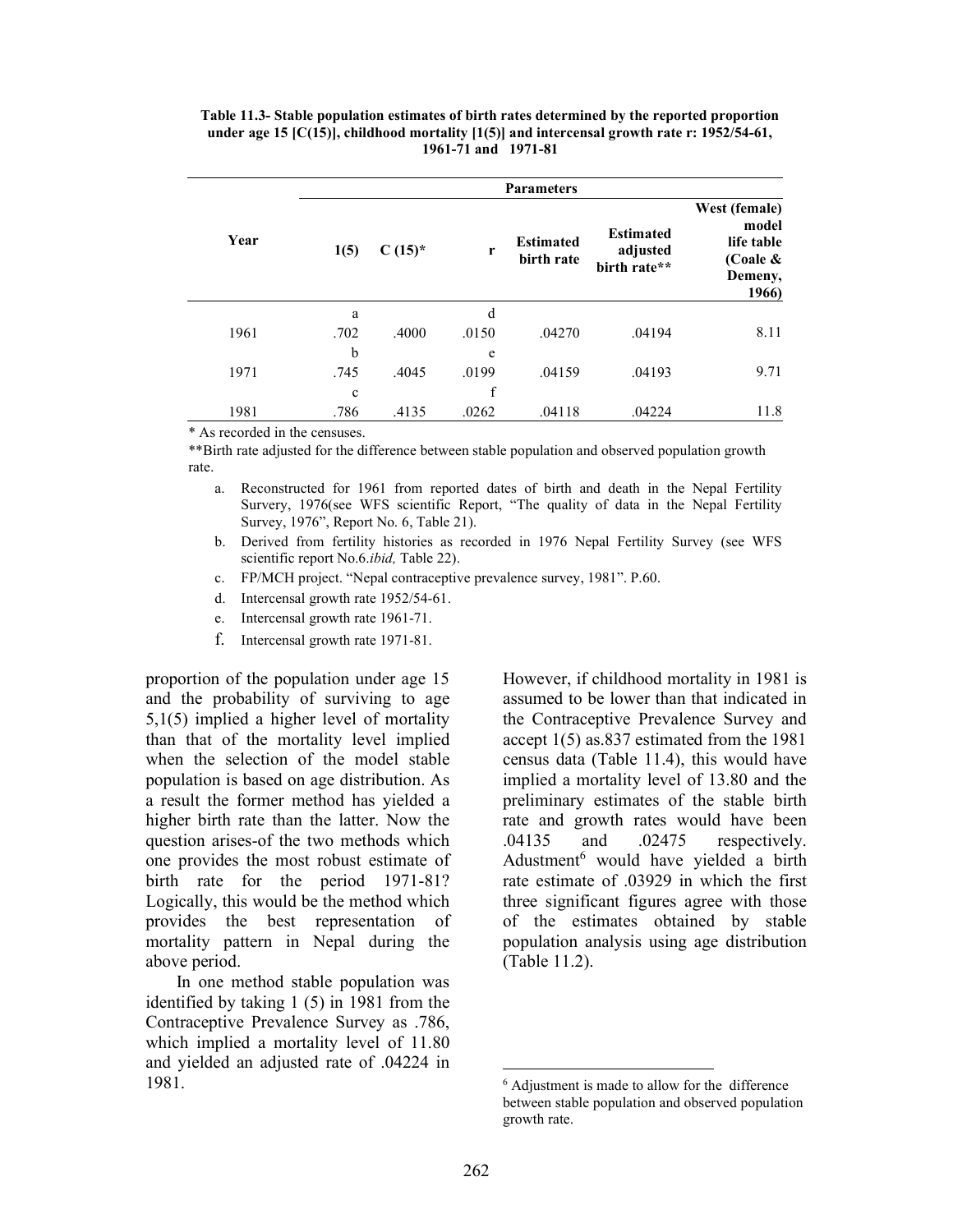**Table 11.3- Stable population estimates of birth rates determined by the reported proportion under age 15 [C(15)], childhood mortality [1(5)] and intercensal growth rate r: 1952/54-61, 1961-71 and 1971-81**

| Year | Parameters | | | | | |
|---|---|---|---|---|---|---|
| | 1(5) | C (15)* | r | Estimated birth rate | Estimated adjusted birth rate** | West (female) model life table (Coale & Demeny, 1966) |
| 1961 | .702 [a] | .4000 | .0150 [d] | .04270 | .04194 | 8.11 |
| 1971 | .745 [b] | .4045 | .0199 [e] | .04159 | .04193 | 9.71 |
| 1981 | .786 [c] | .4135 | .0262 [f] | .04118 | .04224 | 11.8 |

\* As recorded in the censuses.

\*\*Birth rate adjusted for the difference between stable population and observed population growth rate.

a. Reconstructed for 1961 from reported dates of birth and death in the Nepal Fertility Survery, 1976(see WFS scientific Report, "The quality of data in the Nepal Fertility Survey, 1976", Report No. 6, Table 21).

b. Derived from fertility histories as recorded in 1976 Nepal Fertility Survey (see WFS scientific report No.6.*ibid,* Table 22).

c. FP/MCH project. "Nepal contraceptive prevalence survey, 1981". P.60.

d. Intercensal growth rate 1952/54-61.

e. Intercensal growth rate 1961-71.

f. Intercensal growth rate 1971-81.

proportion of the population under age 15 and the probability of surviving to age 5,1(5) implied a higher level of mortality than that of the mortality level implied when the selection of the model stable population is based on age distribution. As a result the former method has yielded a higher birth rate than the latter. Now the question arises-of the two methods which one provides the most robust estimate of birth rate for the period 1971-81? Logically, this would be the method which provides the best representation of mortality pattern in Nepal during the above period.

In one method stable population was identified by taking 1 (5) in 1981 from the Contraceptive Prevalence Survey as .786, which implied a mortality level of 11.80 and yielded an adjusted rate of .04224 in 1981.

However, if childhood mortality in 1981 is assumed to be lower than that indicated in the Contraceptive Prevalence Survey and accept 1(5) as.837 estimated from the 1981 census data (Table 11.4), this would have implied a mortality level of 13.80 and the preliminary estimates of the stable birth rate and growth rates would have been .04135 and .02475 respectively. Adustment[6] would have yielded a birth rate estimate of .03929 in which the first three significant figures agree with those of the estimates obtained by stable population analysis using age distribution (Table 11.2).

[6] Adjustment is made to allow for the difference between stable population and observed population growth rate.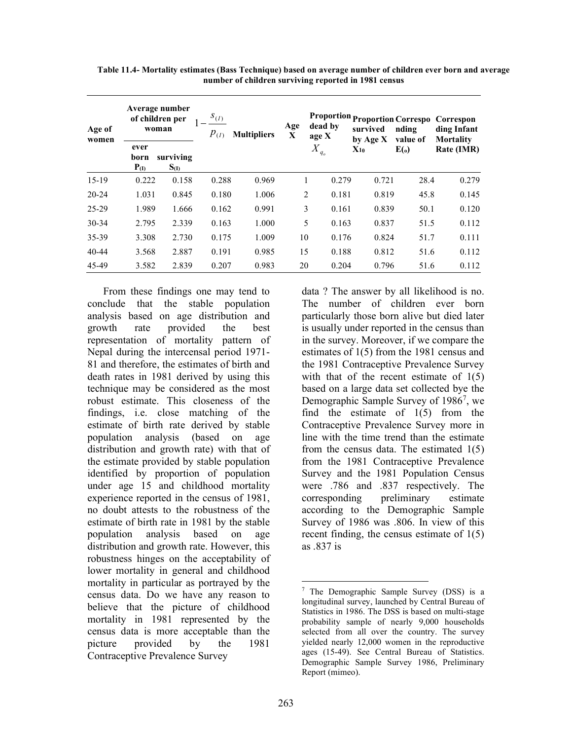**Table 11.4- Mortality estimates (Bass Technique) based on average number of children ever born and average number of children surviving reported in 1981 census**

| Age of women | Average number of children per woman | | $1-\frac{s_{(I)}}{p_{(I)}}$ | Multipliers | Age X | Proportion dead by age X $X_{q_o}$ | Proportion survived by Age X $X_{10}$ | Corresponding value of $E_{(o)}$ | Corresponding Infant Mortality Rate (IMR) |
|---|---|---|---|---|---|---|---|---|---|
| | ever born $P_{(I)}$ | surviving $S_{(I)}$ | | | | | | | |
| 15-19 | 0.222 | 0.158 | 0.288 | 0.969 | 1 | 0.279 | 0.721 | 28.4 | 0.279 |
| 20-24 | 1.031 | 0.845 | 0.180 | 1.006 | 2 | 0.181 | 0.819 | 45.8 | 0.145 |
| 25-29 | 1.989 | 1.666 | 0.162 | 0.991 | 3 | 0.161 | 0.839 | 50.1 | 0.120 |
| 30-34 | 2.795 | 2.339 | 0.163 | 1.000 | 5 | 0.163 | 0.837 | 51.5 | 0.112 |
| 35-39 | 3.308 | 2.730 | 0.175 | 1.009 | 10 | 0.176 | 0.824 | 51.7 | 0.111 |
| 40-44 | 3.568 | 2.887 | 0.191 | 0.985 | 15 | 0.188 | 0.812 | 51.6 | 0.112 |
| 45-49 | 3.582 | 2.839 | 0.207 | 0.983 | 20 | 0.204 | 0.796 | 51.6 | 0.112 |

From these findings one may tend to conclude that the stable population analysis based on age distribution and growth rate provided the best representation of mortality pattern of Nepal during the intercensal period 1971-81 and therefore, the estimates of birth and death rates in 1981 derived by using this technique may be considered as the most robust estimate. This closeness of the findings, i.e. close matching of the estimate of birth rate derived by stable population analysis (based on age distribution and growth rate) with that of the estimate provided by stable population identified by proportion of population under age 15 and childhood mortality experience reported in the census of 1981, no doubt attests to the robustness of the estimate of birth rate in 1981 by the stable population analysis based on age distribution and growth rate. However, this robustness hinges on the acceptability of lower mortality in general and childhood mortality in particular as portrayed by the census data. Do we have any reason to believe that the picture of childhood mortality in 1981 represented by the census data is more acceptable than the picture provided by the 1981 Contraceptive Prevalence Survey data ? The answer by all likelihood is no. The number of children ever born particularly those born alive but died later is usually under reported in the census than in the survey. Moreover, if we compare the estimates of 1(5) from the 1981 census and the 1981 Contraceptive Prevalence Survey with that of the recent estimate of 1(5) based on a large data set collected bye the Demographic Sample Survey of 1986[7], we find the estimate of 1(5) from the Contraceptive Prevalence Survey more in line with the time trend than the estimate from the census data. The estimated 1(5) from the 1981 Contraceptive Prevalence Survey and the 1981 Population Census were .786 and .837 respectively. The corresponding preliminary estimate according to the Demographic Sample Survey of 1986 was .806. In view of this recent finding, the census estimate of 1(5) as .837 is

---

[7] The Demographic Sample Survey (DSS) is a longitudinal survey, launched by Central Bureau of Statistics in 1986. The DSS is based on multi-stage probability sample of nearly 9,000 households selected from all over the country. The survey yielded nearly 12,000 women in the reproductive ages (15-49). See Central Bureau of Statistics. Demographic Sample Survey 1986, Preliminary Report (mimeo).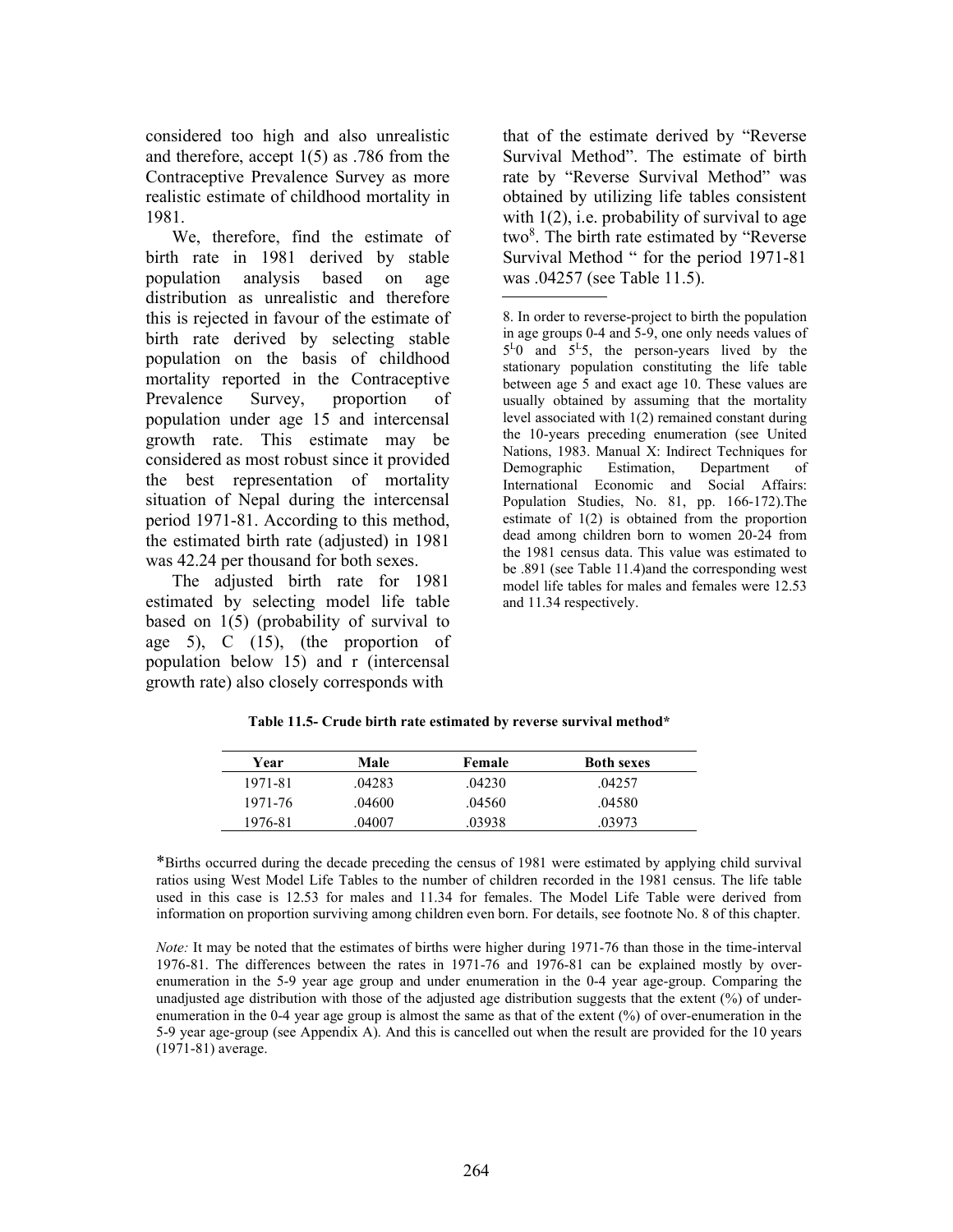considered too high and also unrealistic and therefore, accept 1(5) as .786 from the Contraceptive Prevalence Survey as more realistic estimate of childhood mortality in 1981.

We, therefore, find the estimate of birth rate in 1981 derived by stable population analysis based on age distribution as unrealistic and therefore this is rejected in favour of the estimate of birth rate derived by selecting stable population on the basis of childhood mortality reported in the Contraceptive Prevalence Survey, proportion of population under age 15 and intercensal growth rate. This estimate may be considered as most robust since it provided the best representation of mortality situation of Nepal during the intercensal period 1971-81. According to this method, the estimated birth rate (adjusted) in 1981 was 42.24 per thousand for both sexes.

The adjusted birth rate for 1981 estimated by selecting model life table based on 1(5) (probability of survival to age 5), C (15), (the proportion of population below 15) and r (intercensal growth rate) also closely corresponds with that of the estimate derived by "Reverse Survival Method". The estimate of birth rate by "Reverse Survival Method" was obtained by utilizing life tables consistent with 1(2), i.e. probability of survival to age two[8]. The birth rate estimated by "Reverse Survival Method " for the period 1971-81 was .04257 (see Table 11.5).

8. In order to reverse-project to birth the population in age groups 0-4 and 5-9, one only needs values of $_5L_0$ and $_5L_5$, the person-years lived by the stationary population constituting the life table between age 5 and exact age 10. These values are usually obtained by assuming that the mortality level associated with 1(2) remained constant during the 10-years preceding enumeration (see United Nations, 1983. Manual X: Indirect Techniques for Demographic Estimation, Department of International Economic and Social Affairs: Population Studies, No. 81, pp. 166-172).The estimate of 1(2) is obtained from the proportion dead among children born to women 20-24 from the 1981 census data. This value was estimated to be .891 (see Table 11.4)and the corresponding west model life tables for males and females were 12.53 and 11.34 respectively.

**Table 11.5- Crude birth rate estimated by reverse survival method***

| Year | Male | Female | Both sexes |
|---|---|---|---|
| 1971-81 | .04283 | .04230 | .04257 |
| 1971-76 | .04600 | .04560 | .04580 |
| 1976-81 | .04007 | .03938 | .03973 |

*Births occurred during the decade preceding the census of 1981 were estimated by applying child survival ratios using West Model Life Tables to the number of children recorded in the 1981 census. The life table used in this case is 12.53 for males and 11.34 for females. The Model Life Table were derived from information on proportion surviving among children even born. For details, see footnote No. 8 of this chapter.

*Note:* It may be noted that the estimates of births were higher during 1971-76 than those in the time-interval 1976-81. The differences between the rates in 1971-76 and 1976-81 can be explained mostly by over-enumeration in the 5-9 year age group and under enumeration in the 0-4 year age-group. Comparing the unadjusted age distribution with those of the adjusted age distribution suggests that the extent (%) of under-enumeration in the 0-4 year age group is almost the same as that of the extent (%) of over-enumeration in the 5-9 year age-group (see Appendix A). And this is cancelled out when the result are provided for the 10 years (1971-81) average.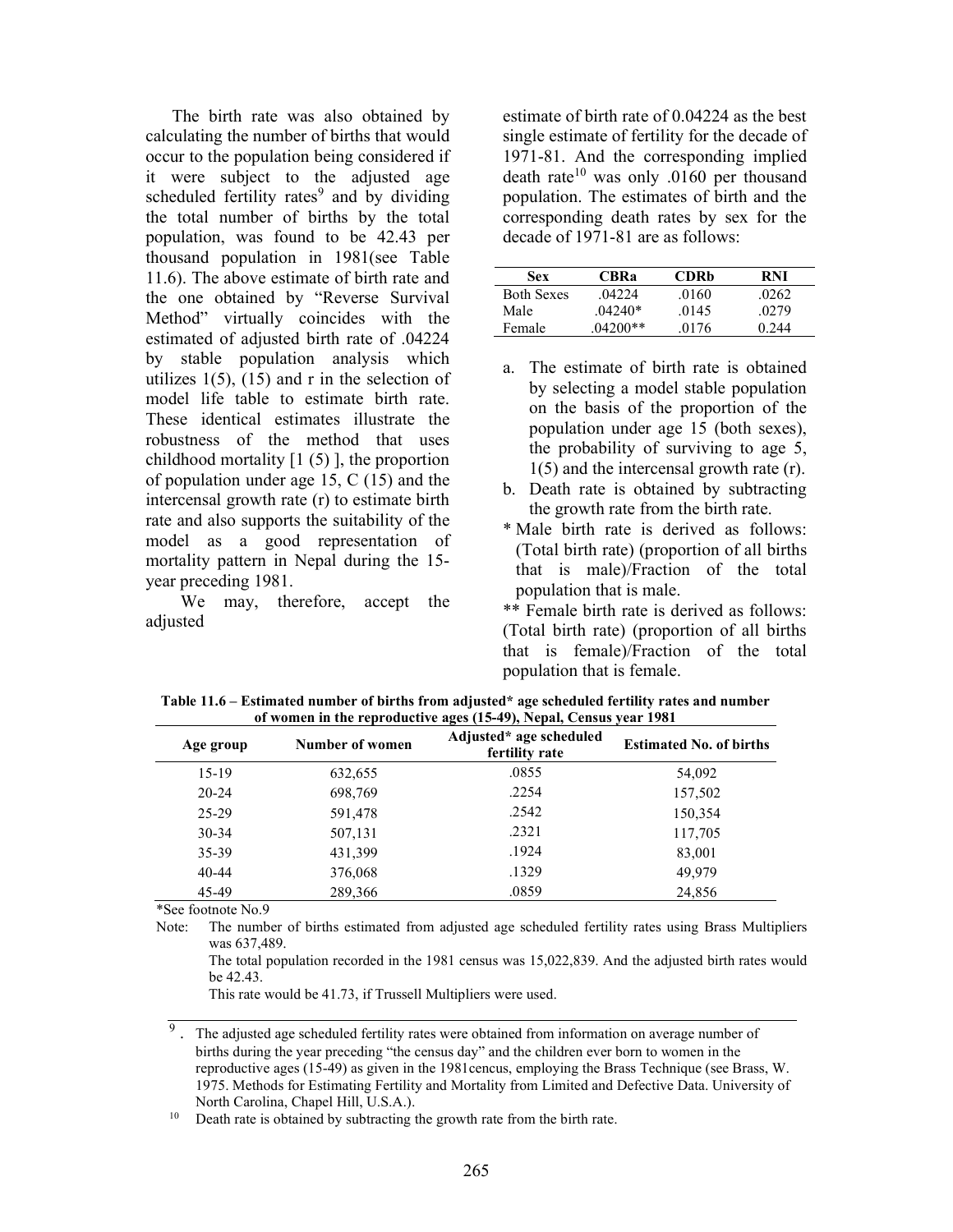The birth rate was also obtained by calculating the number of births that would occur to the population being considered if it were subject to the adjusted age scheduled fertility rates[9] and by dividing the total number of births by the total population, was found to be 42.43 per thousand population in 1981(see Table 11.6). The above estimate of birth rate and the one obtained by "Reverse Survival Method" virtually coincides with the estimated of adjusted birth rate of .04224 by stable population analysis which utilizes 1(5), (15) and r in the selection of model life table to estimate birth rate. These identical estimates illustrate the robustness of the method that uses childhood mortality [1 (5) ], the proportion of population under age 15, C (15) and the intercensal growth rate (r) to estimate birth rate and also supports the suitability of the model as a good representation of mortality pattern in Nepal during the 15-year preceding 1981.

We may, therefore, accept the adjusted estimate of birth rate of 0.04224 as the best single estimate of fertility for the decade of 1971-81. And the corresponding implied death rate[10] was only .0160 per thousand population. The estimates of birth and the corresponding death rates by sex for the decade of 1971-81 are as follows:

| Sex | CBRa | CDRb | RNI |
|---|---|---|---|
| Both Sexes | .04224 | .0160 | .0262 |
| Male | .04240* | .0145 | .0279 |
| Female | .04200** | .0176 | 0.244 |

a. The estimate of birth rate is obtained by selecting a model stable population on the basis of the proportion of the population under age 15 (both sexes), the probability of surviving to age 5, 1(5) and the intercensal growth rate (r).

b. Death rate is obtained by subtracting the growth rate from the birth rate.

\* Male birth rate is derived as follows: (Total birth rate) (proportion of all births that is male)/Fraction of the total population that is male.

\*\* Female birth rate is derived as follows: (Total birth rate) (proportion of all births that is female)/Fraction of the total population that is female.

**Table 11.6 – Estimated number of births from adjusted* age scheduled fertility rates and number of women in the reproductive ages (15-49), Nepal, Census year 1981**

| Age group | Number of women | Adjusted* age scheduled fertility rate | Estimated No. of births |
|---|---|---|---|
| 15-19 | 632,655 | .0855 | 54,092 |
| 20-24 | 698,769 | .2254 | 157,502 |
| 25-29 | 591,478 | .2542 | 150,354 |
| 30-34 | 507,131 | .2321 | 117,705 |
| 35-39 | 431,399 | .1924 | 83,001 |
| 40-44 | 376,068 | .1329 | 49,979 |
| 45-49 | 289,366 | .0859 | 24,856 |

*See footnote No.9

Note: The number of births estimated from adjusted age scheduled fertility rates using Brass Multipliers was 637,489.

The total population recorded in the 1981 census was 15,022,839. And the adjusted birth rates would be 42.43.

This rate would be 41.73, if Trussell Multipliers were used.

---

[9]. The adjusted age scheduled fertility rates were obtained from information on average number of births during the year preceding "the census day" and the children ever born to women in the reproductive ages (15-49) as given in the 1981cencus, employing the Brass Technique (see Brass, W. 1975. Methods for Estimating Fertility and Mortality from Limited and Defective Data. University of North Carolina, Chapel Hill, U.S.A.).

[10] Death rate is obtained by subtracting the growth rate from the birth rate.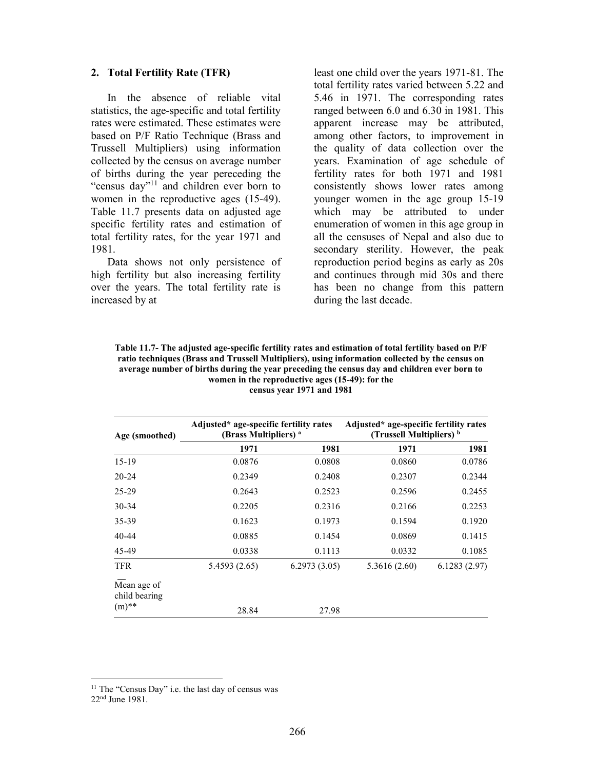## 2. Total Fertility Rate (TFR)

In the absence of reliable vital statistics, the age-specific and total fertility rates were estimated. These estimates were based on P/F Ratio Technique (Brass and Trussell Multipliers) using information collected by the census on average number of births during the year pereceding the "census day"[11] and children ever born to women in the reproductive ages (15-49). Table 11.7 presents data on adjusted age specific fertility rates and estimation of total fertility rates, for the year 1971 and 1981.

Data shows not only persistence of high fertility but also increasing fertility over the years. The total fertility rate is increased by at least one child over the years 1971-81. The total fertility rates varied between 5.22 and 5.46 in 1971. The corresponding rates ranged between 6.0 and 6.30 in 1981. This apparent increase may be attributed, among other factors, to improvement in the quality of data collection over the years. Examination of age schedule of fertility rates for both 1971 and 1981 consistently shows lower rates among younger women in the age group 15-19 which may be attributed to under enumeration of women in this age group in all the censuses of Nepal and also due to secondary sterility. However, the peak reproduction period begins as early as 20s and continues through mid 30s and there has been no change from this pattern during the last decade.

**Table 11.7- The adjusted age-specific fertility rates and estimation of total fertility based on P/F ratio techniques (Brass and Trussell Multipliers), using information collected by the census on average number of births during the year preceding the census day and children ever born to women in the reproductive ages (15-49): for the census year 1971 and 1981**

| Age (smoothed) | Adjusted* age-specific fertility rates (Brass Multipliers) [a] | | Adjusted* age-specific fertility rates (Trussell Multipliers) [b] | |
|---|---|---|---|---|
| | 1971 | 1981 | 1971 | 1981 |
| 15-19 | 0.0876 | 0.0808 | 0.0860 | 0.0786 |
| 20-24 | 0.2349 | 0.2408 | 0.2307 | 0.2344 |
| 25-29 | 0.2643 | 0.2523 | 0.2596 | 0.2455 |
| 30-34 | 0.2205 | 0.2316 | 0.2166 | 0.2253 |
| 35-39 | 0.1623 | 0.1973 | 0.1594 | 0.1920 |
| 40-44 | 0.0885 | 0.1454 | 0.0869 | 0.1415 |
| 45-49 | 0.0338 | 0.1113 | 0.0332 | 0.1085 |
| TFR | 5.4593 (2.65) | 6.2973 (3.05) | 5.3616 (2.60) | 6.1283 (2.97) |
| Mean age of child bearing ($\bar{m}$)** | 28.84 | 27.98 | | |

[11] The "Census Day" i.e. the last day of census was 22nd June 1981.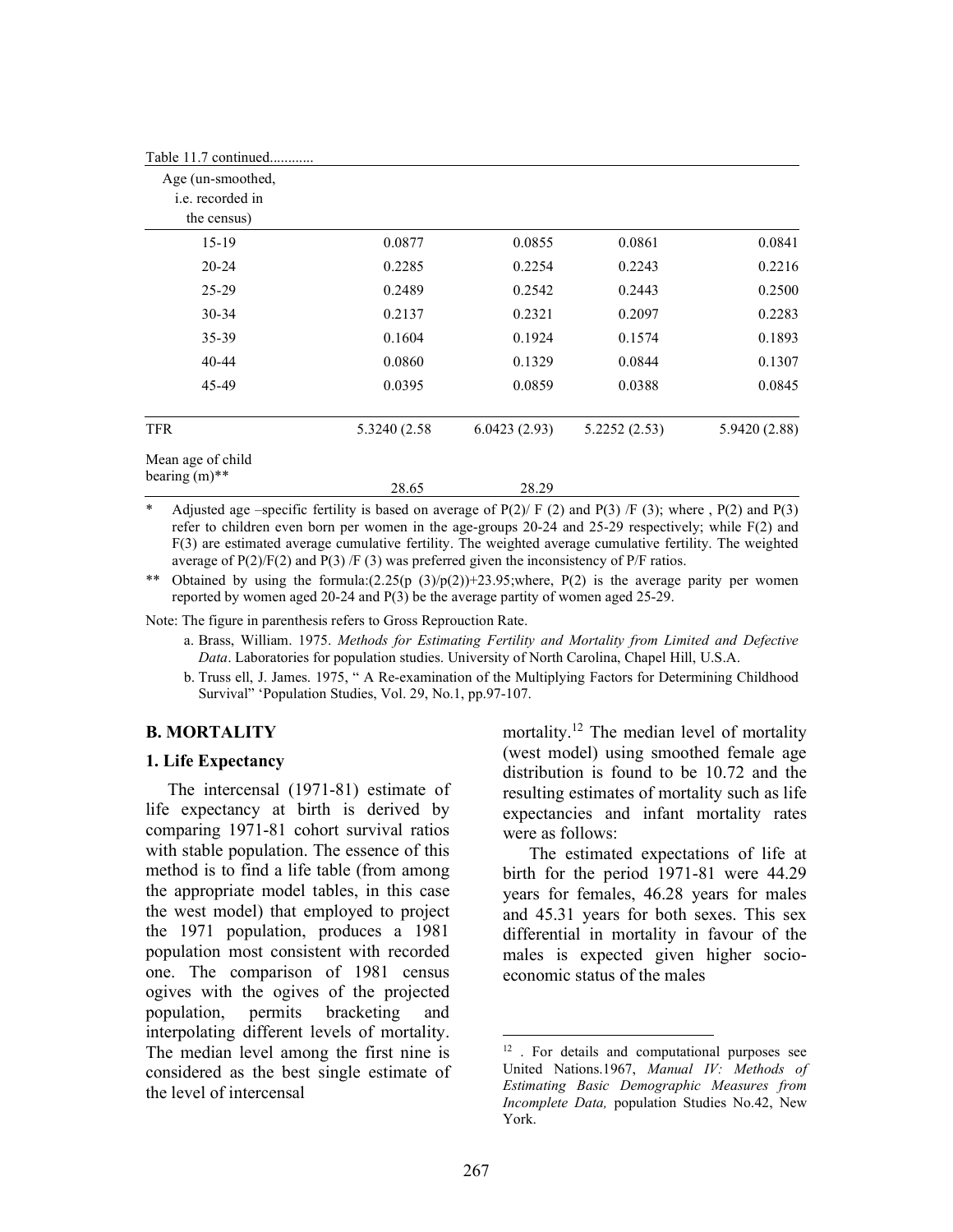Table 11.7 continued............

| Age (un-smoothed, i.e. recorded in the census) | | | | |
|---|---|---|---|---|
| 15-19 | 0.0877 | 0.0855 | 0.0861 | 0.0841 |
| 20-24 | 0.2285 | 0.2254 | 0.2243 | 0.2216 |
| 25-29 | 0.2489 | 0.2542 | 0.2443 | 0.2500 |
| 30-34 | 0.2137 | 0.2321 | 0.2097 | 0.2283 |
| 35-39 | 0.1604 | 0.1924 | 0.1574 | 0.1893 |
| 40-44 | 0.0860 | 0.1329 | 0.0844 | 0.1307 |
| 45-49 | 0.0395 | 0.0859 | 0.0388 | 0.0845 |
| TFR | 5.3240 (2.58 | 6.0423 (2.93) | 5.2252 (2.53) | 5.9420 (2.88) |
| Mean age of child bearing (m)** | 28.65 | 28.29 | | |

\* Adjusted age –specific fertility is based on average of P(2)/ F (2) and P(3) /F (3); where , P(2) and P(3) refer to children even born per women in the age-groups 20-24 and 25-29 respectively; while F(2) and F(3) are estimated average cumulative fertility. The weighted average cumulative fertility. The weighted average of P(2)/F(2) and P(3) /F (3) was preferred given the inconsistency of P/F ratios.

** Obtained by using the formula:(2.25(p (3)/p(2))+23.95;where, P(2) is the average parity per women reported by women aged 20-24 and P(3) be the average partity of women aged 25-29.

Note: The figure in parenthesis refers to Gross Reprouction Rate.

a. Brass, William. 1975. *Methods for Estimating Fertility and Mortality from Limited and Defective Data*. Laboratories for population studies. University of North Carolina, Chapel Hill, U.S.A.

b. Truss ell, J. James. 1975, " A Re-examination of the Multiplying Factors for Determining Childhood Survival" 'Population Studies, Vol. 29, No.1, pp.97-107.

## B. MORTALITY

### 1. Life Expectancy

The intercensal (1971-81) estimate of life expectancy at birth is derived by comparing 1971-81 cohort survival ratios with stable population. The essence of this method is to find a life table (from among the appropriate model tables, in this case the west model) that employed to project the 1971 population, produces a 1981 population most consistent with recorded one. The comparison of 1981 census ogives with the ogives of the projected population, permits bracketing and interpolating different levels of mortality. The median level among the first nine is considered as the best single estimate of the level of intercensal mortality.[12] The median level of mortality (west model) using smoothed female age distribution is found to be 10.72 and the resulting estimates of mortality such as life expectancies and infant mortality rates were as follows:

The estimated expectations of life at birth for the period 1971-81 were 44.29 years for females, 46.28 years for males and 45.31 years for both sexes. This sex differential in mortality in favour of the males is expected given higher socio-economic status of the males

[12] . For details and computational purposes see United Nations.1967, *Manual IV: Methods of Estimating Basic Demographic Measures from Incomplete Data,* population Studies No.42, New York.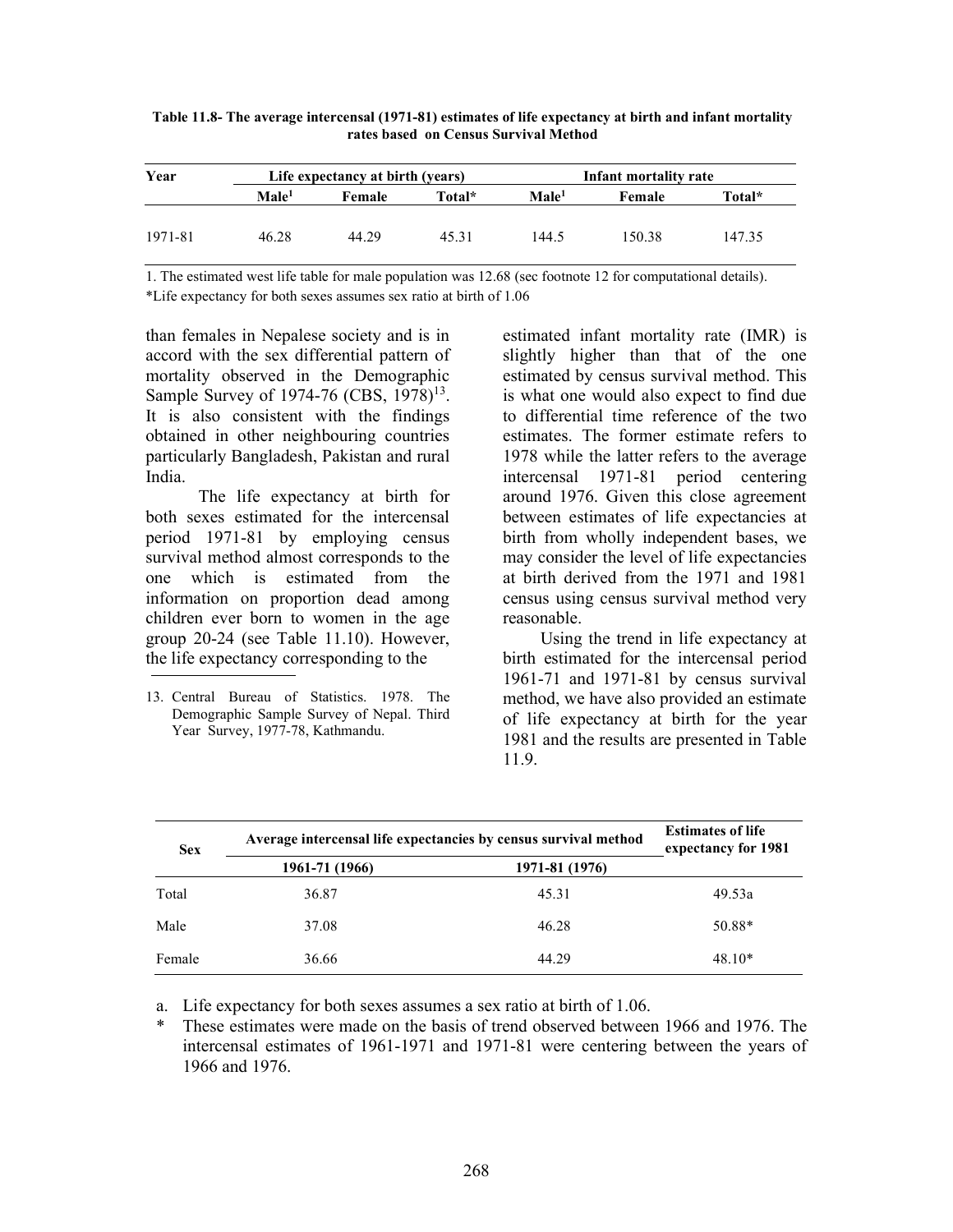**Table 11.8- The average intercensal (1971-81) estimates of life expectancy at birth and infant mortality rates based on Census Survival Method**

| Year | Life expectancy at birth (years) | | | Infant mortality rate | | |
|---|---|---|---|---|---|---|
| | Male[1] | Female | Total* | Male[1] | Female | Total* |
| 1971-81 | 46.28 | 44.29 | 45.31 | 144.5 | 150.38 | 147.35 |

1. The estimated west life table for male population was 12.68 (sec footnote 12 for computational details).

*Life expectancy for both sexes assumes sex ratio at birth of 1.06

than females in Nepalese society and is in accord with the sex differential pattern of mortality observed in the Demographic Sample Survey of 1974-76 (CBS, 1978)[13]. It is also consistent with the findings obtained in other neighbouring countries particularly Bangladesh, Pakistan and rural India.

The life expectancy at birth for both sexes estimated for the intercensal period 1971-81 by employing census survival method almost corresponds to the one which is estimated from the information on proportion dead among children ever born to women in the age group 20-24 (see Table 11.10). However, the life expectancy corresponding to the estimated infant mortality rate (IMR) is slightly higher than that of the one estimated by census survival method. This is what one would also expect to find due to differential time reference of the two estimates. The former estimate refers to 1978 while the latter refers to the average intercensal 1971-81 period centering around 1976. Given this close agreement between estimates of life expectancies at birth from wholly independent bases, we may consider the level of life expectancies at birth derived from the 1971 and 1981 census using census survival method very reasonable.

Using the trend in life expectancy at birth estimated for the intercensal period 1961-71 and 1971-81 by census survival method, we have also provided an estimate of life expectancy at birth for the year 1981 and the results are presented in Table 11.9.

13. Central Bureau of Statistics. 1978. The Demographic Sample Survey of Nepal. Third Year Survey, 1977-78, Kathmandu.

| Sex | Average intercensal life expectancies by census survival method | | Estimates of life expectancy for 1981 |
|---|---|---|---|
| | 1961-71 (1966) | 1971-81 (1976) | |
| Total | 36.87 | 45.31 | 49.53a |
| Male | 37.08 | 46.28 | 50.88* |
| Female | 36.66 | 44.29 | 48.10* |

a. Life expectancy for both sexes assumes a sex ratio at birth of 1.06.

\* These estimates were made on the basis of trend observed between 1966 and 1976. The intercensal estimates of 1961-1971 and 1971-81 were centering between the years of 1966 and 1976.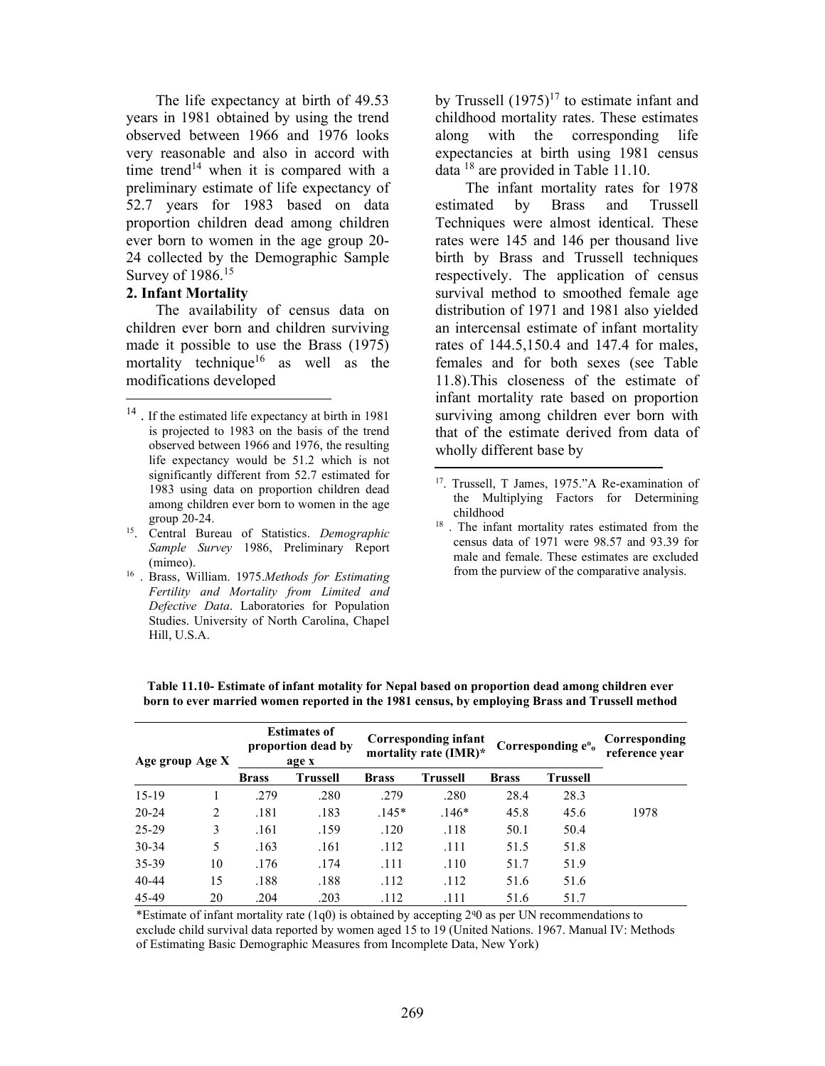The life expectancy at birth of 49.53 years in 1981 obtained by using the trend observed between 1966 and 1976 looks very reasonable and also in accord with time trend[14] when it is compared with a preliminary estimate of life expectancy of 52.7 years for 1983 based on data proportion children dead among children ever born to women in the age group 20-24 collected by the Demographic Sample Survey of 1986.[15]

**2. Infant Mortality**

The availability of census data on children ever born and children surviving made it possible to use the Brass (1975) mortality technique[16] as well as the modifications developed by Trussell (1975)[17] to estimate infant and childhood mortality rates. These estimates along with the corresponding life expectancies at birth using 1981 census data [18] are provided in Table 11.10.

The infant mortality rates for 1978 estimated by Brass and Trussell Techniques were almost identical. These rates were 145 and 146 per thousand live birth by Brass and Trussell techniques respectively. The application of census survival method to smoothed female age distribution of 1971 and 1981 also yielded an intercensal estimate of infant mortality rates of 144.5,150.4 and 147.4 for males, females and for both sexes (see Table 11.8).This closeness of the estimate of infant mortality rate based on proportion surviving among children ever born with that of the estimate derived from data of wholly different base by

---

[14]. If the estimated life expectancy at birth in 1981 is projected to 1983 on the basis of the trend observed between 1966 and 1976, the resulting life expectancy would be 51.2 which is not significantly different from 52.7 estimated for 1983 using data on proportion children dead among children ever born to women in the age group 20-24.

[15]. Central Bureau of Statistics. *Demographic Sample Survey* 1986, Preliminary Report (mimeo).

[16]. Brass, William. 1975.*Methods for Estimating Fertility and Mortality from Limited and Defective Data*. Laboratories for Population Studies. University of North Carolina, Chapel Hill, U.S.A.

[17]. Trussell, T James, 1975."A Re-examination of the Multiplying Factors for Determining childhood

[18]. The infant mortality rates estimated from the census data of 1971 were 98.57 and 93.39 for male and female. These estimates are excluded from the purview of the comparative analysis.

**Table 11.10- Estimate of infant motality for Nepal based on proportion dead among children ever born to ever married women reported in the 1981 census, by employing Brass and Trussell method**

| Age group | Age X | Estimates of proportion dead by age x | | Corresponding infant mortality rate (IMR)* | | Corresponding $e^o_o$ | | Corresponding reference year |
|---|---|---|---|---|---|---|---|---|
| | | Brass | Trussell | Brass | Trussell | Brass | Trussell | |
| 15-19 | 1 | .279 | .280 | .279 | .280 | 28.4 | 28.3 | |
| 20-24 | 2 | .181 | .183 | .145* | .146* | 45.8 | 45.6 | 1978 |
| 25-29 | 3 | .161 | .159 | .120 | .118 | 50.1 | 50.4 | |
| 30-34 | 5 | .163 | .161 | .112 | .111 | 51.5 | 51.8 | |
| 35-39 | 10 | .176 | .174 | .111 | .110 | 51.7 | 51.9 | |
| 40-44 | 15 | .188 | .188 | .112 | .112 | 51.6 | 51.6 | |
| 45-49 | 20 | .204 | .203 | .112 | .111 | 51.6 | 51.7 | |

*Estimate of infant mortality rate (1q0) is obtained by accepting 2q0 as per UN recommendations to exclude child survival data reported by women aged 15 to 19 (United Nations. 1967. Manual IV: Methods of Estimating Basic Demographic Measures from Incomplete Data, New York)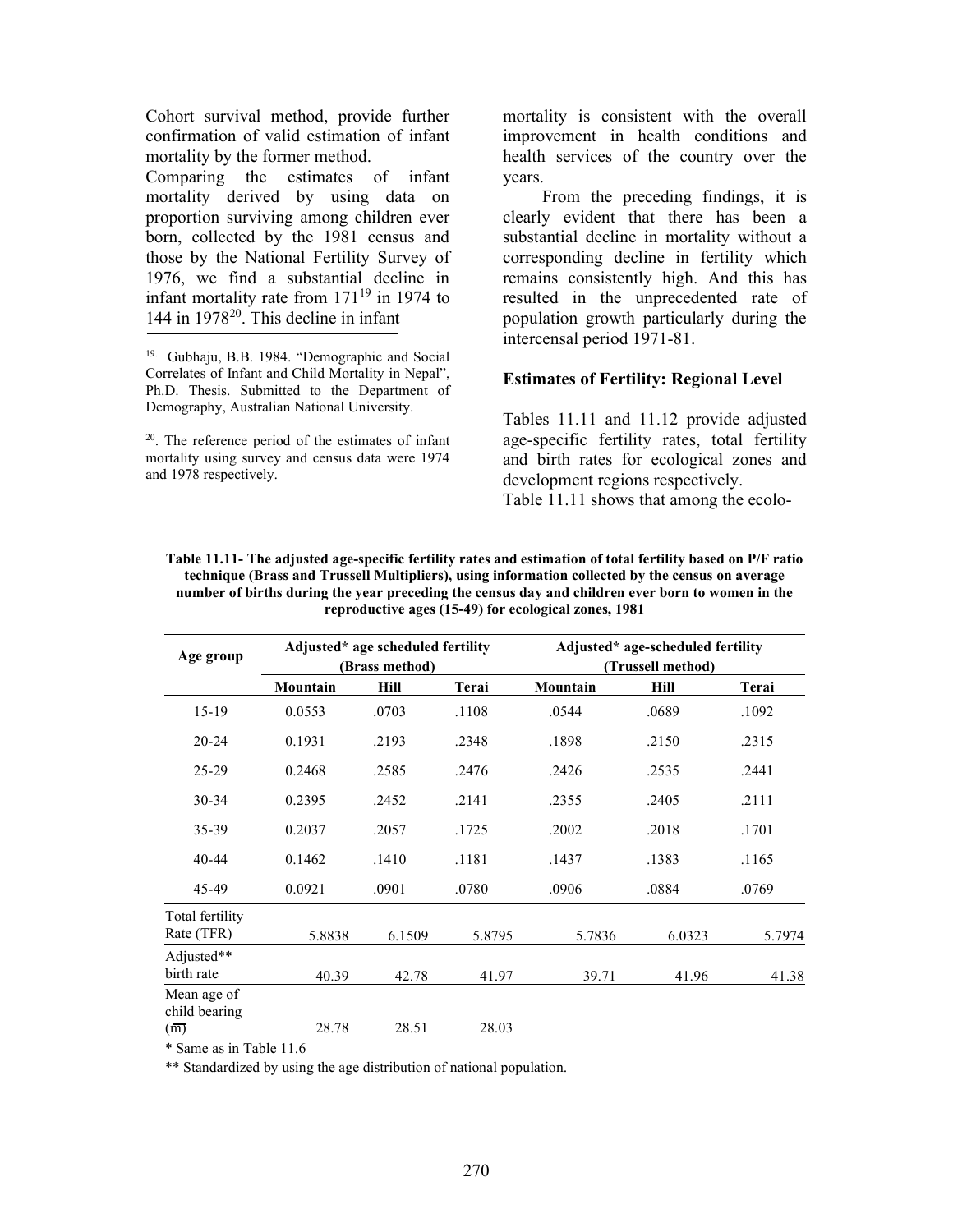Cohort survival method, provide further confirmation of valid estimation of infant mortality by the former method.

Comparing the estimates of infant mortality derived by using data on proportion surviving among children ever born, collected by the 1981 census and those by the National Fertility Survey of 1976, we find a substantial decline in infant mortality rate from 171[19] in 1974 to 144 in 1978[20]. This decline in infant mortality is consistent with the overall improvement in health conditions and health services of the country over the years.

From the preceding findings, it is clearly evident that there has been a substantial decline in mortality without a corresponding decline in fertility which remains consistently high. And this has resulted in the unprecedented rate of population growth particularly during the intercensal period 1971-81.

### Estimates of Fertility: Regional Level

Tables 11.11 and 11.12 provide adjusted age-specific fertility rates, total fertility and birth rates for ecological zones and development regions respectively.

Table 11.11 shows that among the ecolo-

---

[19]. Gubhaju, B.B. 1984. "Demographic and Social Correlates of Infant and Child Mortality in Nepal", Ph.D. Thesis. Submitted to the Department of Demography, Australian National University.

[20]. The reference period of the estimates of infant mortality using survey and census data were 1974 and 1978 respectively.

**Table 11.11- The adjusted age-specific fertility rates and estimation of total fertility based on P/F ratio technique (Brass and Trussell Multipliers), using information collected by the census on average number of births during the year preceding the census day and children ever born to women in the reproductive ages (15-49) for ecological zones, 1981**

| Age group | Adjusted* age scheduled fertility (Brass method) | | | Adjusted* age-scheduled fertility (Trussell method) | | |
|---|---|---|---|---|---|---|
| | Mountain | Hill | Terai | Mountain | Hill | Terai |
| 15-19 | 0.0553 | .0703 | .1108 | .0544 | .0689 | .1092 |
| 20-24 | 0.1931 | .2193 | .2348 | .1898 | .2150 | .2315 |
| 25-29 | 0.2468 | .2585 | .2476 | .2426 | .2535 | .2441 |
| 30-34 | 0.2395 | .2452 | .2141 | .2355 | .2405 | .2111 |
| 35-39 | 0.2037 | .2057 | .1725 | .2002 | .2018 | .1701 |
| 40-44 | 0.1462 | .1410 | .1181 | .1437 | .1383 | .1165 |
| 45-49 | 0.0921 | .0901 | .0780 | .0906 | .0884 | .0769 |
| Total fertility Rate (TFR) | 5.8838 | 6.1509 | 5.8795 | 5.7836 | 6.0323 | 5.7974 |
| Adjusted** birth rate | 40.39 | 42.78 | 41.97 | 39.71 | 41.96 | 41.38 |
| Mean age of child bearing ($\overline{m}$) | 28.78 | 28.51 | 28.03 | | | |

\* Same as in Table 11.6

\*\* Standardized by using the age distribution of national population.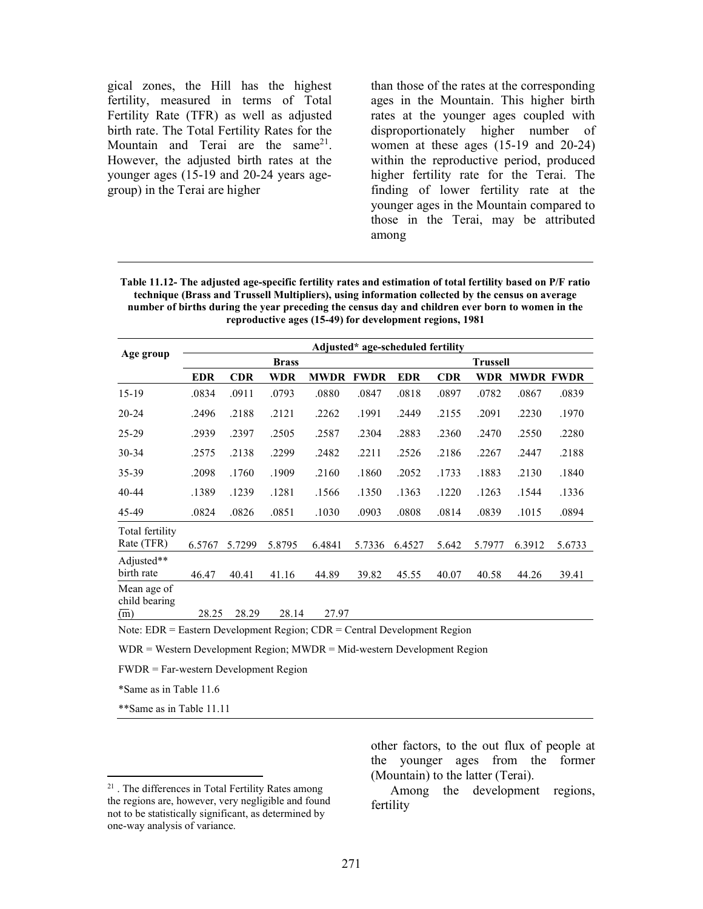gical zones, the Hill has the highest fertility, measured in terms of Total Fertility Rate (TFR) as well as adjusted birth rate. The Total Fertility Rates for the Mountain and Terai are the same[21]. However, the adjusted birth rates at the younger ages (15-19 and 20-24 years age-group) in the Terai are higher than those of the rates at the corresponding ages in the Mountain. This higher birth rates at the younger ages coupled with disproportionately higher number of women at these ages (15-19 and 20-24) within the reproductive period, produced higher fertility rate for the Terai. The finding of lower fertility rate at the younger ages in the Mountain compared to those in the Terai, may be attributed among other factors, to the out flux of people at the younger ages from the former (Mountain) to the latter (Terai).

**Table 11.12- The adjusted age-specific fertility rates and estimation of total fertility based on P/F ratio technique (Brass and Trussell Multipliers), using information collected by the census on average number of births during the year preceding the census day and children ever born to women in the reproductive ages (15-49) for development regions, 1981**

| Age group | Adjusted* age-scheduled fertility | | | | | | | | | |
|---|---|---|---|---|---|---|---|---|---|---|
| | Brass | | | | | Trussell | | | | |
| | EDR | CDR | WDR | MWDR | FWDR | EDR | CDR | WDR | MWDR | FWDR |
| 15-19 | .0834 | .0911 | .0793 | .0880 | .0847 | .0818 | .0897 | .0782 | .0867 | .0839 |
| 20-24 | .2496 | .2188 | .2121 | .2262 | .1991 | .2449 | .2155 | .2091 | .2230 | .1970 |
| 25-29 | .2939 | .2397 | .2505 | .2587 | .2304 | .2883 | .2360 | .2470 | .2550 | .2280 |
| 30-34 | .2575 | .2138 | .2299 | .2482 | .2211 | .2526 | .2186 | .2267 | .2447 | .2188 |
| 35-39 | .2098 | .1760 | .1909 | .2160 | .1860 | .2052 | .1733 | .1883 | .2130 | .1840 |
| 40-44 | .1389 | .1239 | .1281 | .1566 | .1350 | .1363 | .1220 | .1263 | .1544 | .1336 |
| 45-49 | .0824 | .0826 | .0851 | .1030 | .0903 | .0808 | .0814 | .0839 | .1015 | .0894 |
| Total fertility Rate (TFR) | 6.5767 | 5.7299 | 5.8795 | 6.4841 | 5.7336 | 6.4527 | 5.642 | 5.7977 | 6.3912 | 5.6733 |
| Adjusted** birth rate | 46.47 | 40.41 | 41.16 | 44.89 | 39.82 | 45.55 | 40.07 | 40.58 | 44.26 | 39.41 |
| Mean age of child bearing ($\overline{m}$) | 28.25 | 28.29 | 28.14 | 27.97 | | | | | | |

Note: EDR = Eastern Development Region; CDR = Central Development Region

WDR = Western Development Region; MWDR = Mid-western Development Region

FWDR = Far-western Development Region

*Same as in Table 11.6

**Same as in Table 11.11

Among the development regions, fertility

[21] . The differences in Total Fertility Rates among the regions are, however, very negligible and found not to be statistically significant, as determined by one-way analysis of variance.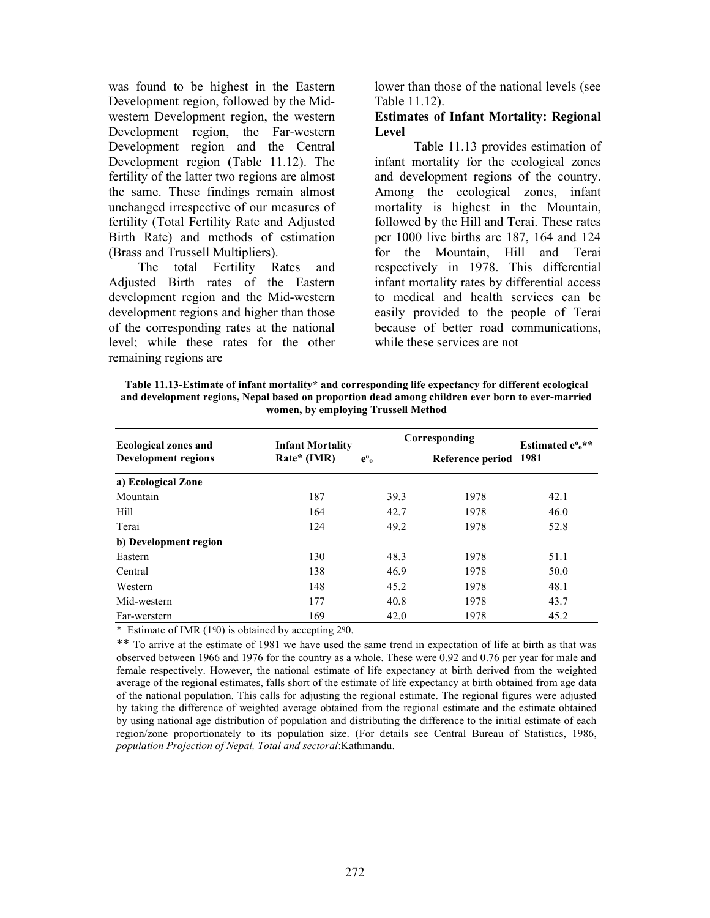was found to be highest in the Eastern Development region, followed by the Mid-western Development region, the western Development region, the Far-western Development region and the Central Development region (Table 11.12). The fertility of the latter two regions are almost the same. These findings remain almost unchanged irrespective of our measures of fertility (Total Fertility Rate and Adjusted Birth Rate) and methods of estimation (Brass and Trussell Multipliers).

The total Fertility Rates and Adjusted Birth rates of the Eastern development region and the Mid-western development regions and higher than those of the corresponding rates at the national level; while these rates for the other remaining regions are lower than those of the national levels (see Table 11.12).

**Estimates of Infant Mortality: Regional Level**

Table 11.13 provides estimation of infant mortality for the ecological zones and development regions of the country. Among the ecological zones, infant mortality is highest in the Mountain, followed by the Hill and Terai. These rates per 1000 live births are 187, 164 and 124 for the Mountain, Hill and Terai respectively in 1978. This differential infant mortality rates by differential access to medical and health services can be easily provided to the people of Terai because of better road communications, while these services are not

**Table 11.13-Estimate of infant mortality* and corresponding life expectancy for different ecological and development regions, Nepal based on proportion dead among children ever born to ever-married women, by employing Trussell Method**

| Ecological zones and Development regions | Infant Mortality Rate* (IMR) | Corresponding $e^o_o$ | Reference period | Estimated $e^o_o$** 1981 |
|---|---|---|---|---|
| **a) Ecological Zone** | | | | |
| Mountain | 187 | 39.3 | 1978 | 42.1 |
| Hill | 164 | 42.7 | 1978 | 46.0 |
| Terai | 124 | 49.2 | 1978 | 52.8 |
| **b) Development region** | | | | |
| Eastern | 130 | 48.3 | 1978 | 51.1 |
| Central | 138 | 46.9 | 1978 | 50.0 |
| Western | 148 | 45.2 | 1978 | 48.1 |
| Mid-western | 177 | 40.8 | 1978 | 43.7 |
| Far-werstern | 169 | 42.0 | 1978 | 45.2 |

\* Estimate of IMR ($_1q_0$) is obtained by accepting $_2q_0$.

** To arrive at the estimate of 1981 we have used the same trend in expectation of life at birth as that was observed between 1966 and 1976 for the country as a whole. These were 0.92 and 0.76 per year for male and female respectively. However, the national estimate of life expectancy at birth derived from the weighted average of the regional estimates, falls short of the estimate of life expectancy at birth obtained from age data of the national population. This calls for adjusting the regional estimate. The regional figures were adjusted by taking the difference of weighted average obtained from the regional estimate and the estimate obtained by using national age distribution of population and distributing the difference to the initial estimate of each region/zone proportionately to its population size. (For details see Central Bureau of Statistics, 1986, *population Projection of Nepal, Total and sectoral*:Kathmandu.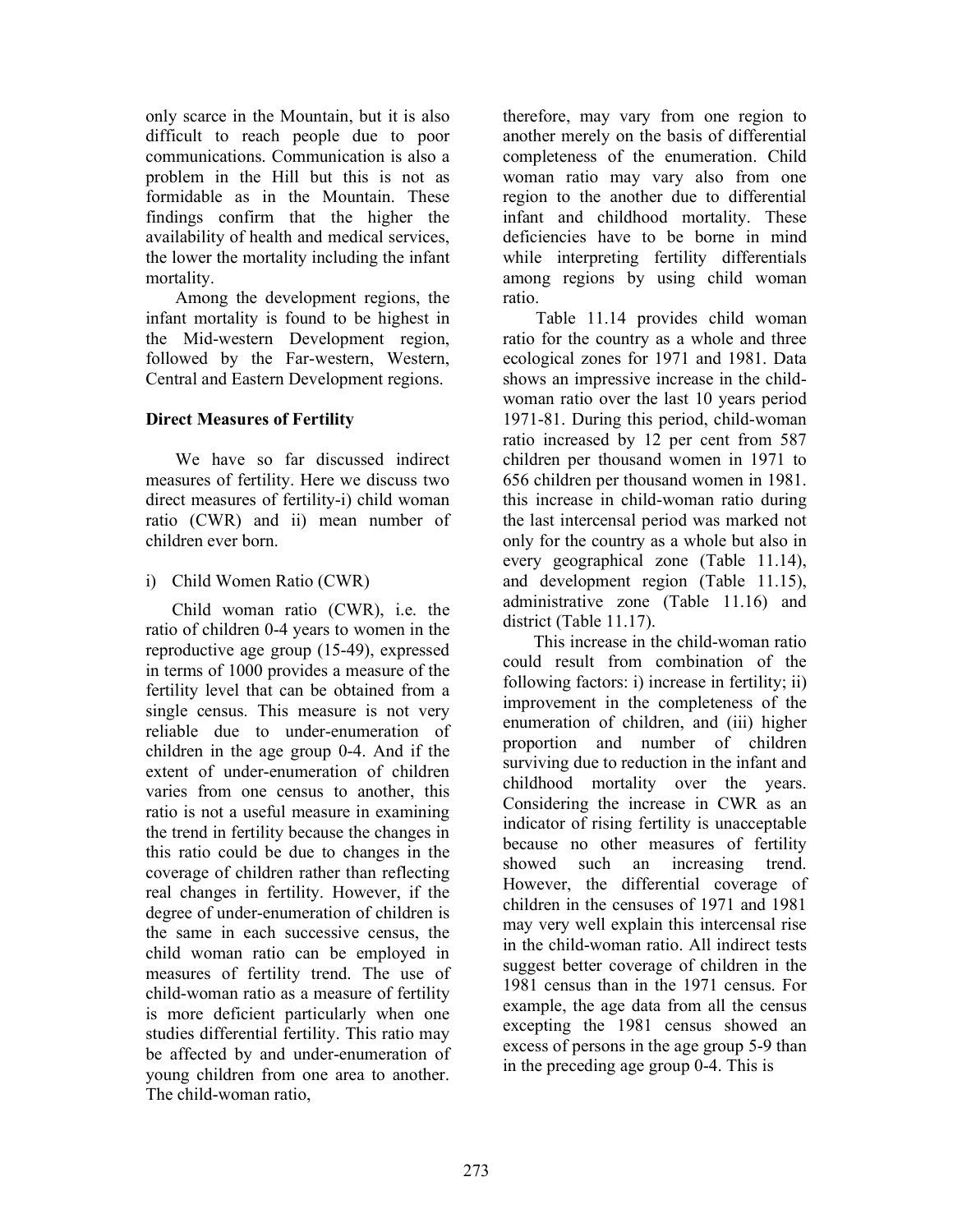only scarce in the Mountain, but it is also difficult to reach people due to poor communications. Communication is also a problem in the Hill but this is not as formidable as in the Mountain. These findings confirm that the higher the availability of health and medical services, the lower the mortality including the infant mortality.

Among the development regions, the infant mortality is found to be highest in the Mid-western Development region, followed by the Far-western, Western, Central and Eastern Development regions.

**Direct Measures of Fertility**

We have so far discussed indirect measures of fertility. Here we discuss two direct measures of fertility-i) child woman ratio (CWR) and ii) mean number of children ever born.

i) Child Women Ratio (CWR)

Child woman ratio (CWR), i.e. the ratio of children 0-4 years to women in the reproductive age group (15-49), expressed in terms of 1000 provides a measure of the fertility level that can be obtained from a single census. This measure is not very reliable due to under-enumeration of children in the age group 0-4. And if the extent of under-enumeration of children varies from one census to another, this ratio is not a useful measure in examining the trend in fertility because the changes in this ratio could be due to changes in the coverage of children rather than reflecting real changes in fertility. However, if the degree of under-enumeration of children is the same in each successive census, the child woman ratio can be employed in measures of fertility trend. The use of child-woman ratio as a measure of fertility is more deficient particularly when one studies differential fertility. This ratio may be affected by and under-enumeration of young children from one area to another. The child-woman ratio, therefore, may vary from one region to another merely on the basis of differential completeness of the enumeration. Child woman ratio may vary also from one region to the another due to differential infant and childhood mortality. These deficiencies have to be borne in mind while interpreting fertility differentials among regions by using child woman ratio.

Table 11.14 provides child woman ratio for the country as a whole and three ecological zones for 1971 and 1981. Data shows an impressive increase in the child-woman ratio over the last 10 years period 1971-81. During this period, child-woman ratio increased by 12 per cent from 587 children per thousand women in 1971 to 656 children per thousand women in 1981. this increase in child-woman ratio during the last intercensal period was marked not only for the country as a whole but also in every geographical zone (Table 11.14), and development region (Table 11.15), administrative zone (Table 11.16) and district (Table 11.17).

This increase in the child-woman ratio could result from combination of the following factors: i) increase in fertility; ii) improvement in the completeness of the enumeration of children, and (iii) higher proportion and number of children surviving due to reduction in the infant and childhood mortality over the years. Considering the increase in CWR as an indicator of rising fertility is unacceptable because no other measures of fertility showed such an increasing trend. However, the differential coverage of children in the censuses of 1971 and 1981 may very well explain this intercensal rise in the child-woman ratio. All indirect tests suggest better coverage of children in the 1981 census than in the 1971 census. For example, the age data from all the census excepting the 1981 census showed an excess of persons in the age group 5-9 than in the preceding age group 0-4. This is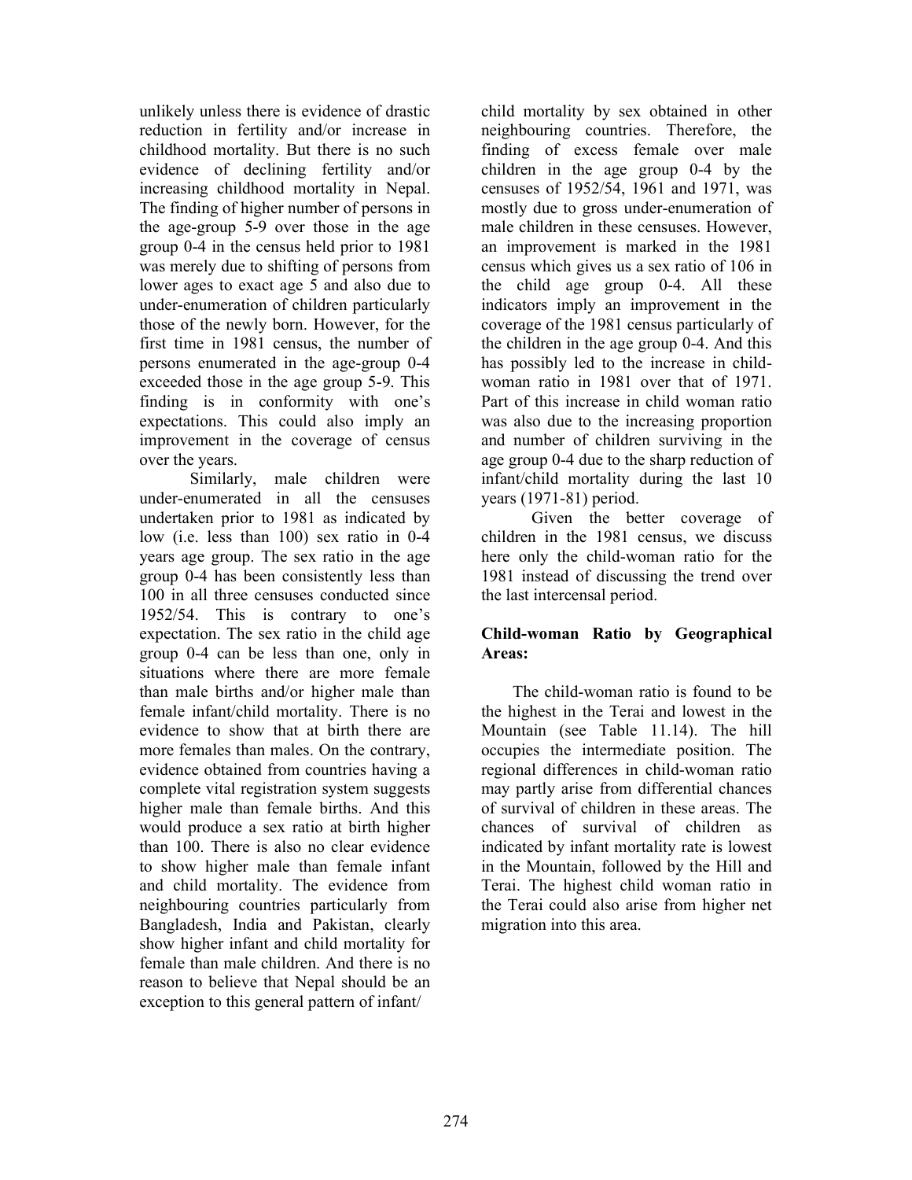unlikely unless there is evidence of drastic reduction in fertility and/or increase in childhood mortality. But there is no such evidence of declining fertility and/or increasing childhood mortality in Nepal. The finding of higher number of persons in the age-group 5-9 over those in the age group 0-4 in the census held prior to 1981 was merely due to shifting of persons from lower ages to exact age 5 and also due to under-enumeration of children particularly those of the newly born. However, for the first time in 1981 census, the number of persons enumerated in the age-group 0-4 exceeded those in the age group 5-9. This finding is in conformity with one's expectations. This could also imply an improvement in the coverage of census over the years.

Similarly, male children were under-enumerated in all the censuses undertaken prior to 1981 as indicated by low (i.e. less than 100) sex ratio in 0-4 years age group. The sex ratio in the age group 0-4 has been consistently less than 100 in all three censuses conducted since 1952/54. This is contrary to one's expectation. The sex ratio in the child age group 0-4 can be less than one, only in situations where there are more female than male births and/or higher male than female infant/child mortality. There is no evidence to show that at birth there are more females than males. On the contrary, evidence obtained from countries having a complete vital registration system suggests higher male than female births. And this would produce a sex ratio at birth higher than 100. There is also no clear evidence to show higher male than female infant and child mortality. The evidence from neighbouring countries particularly from Bangladesh, India and Pakistan, clearly show higher infant and child mortality for female than male children. And there is no reason to believe that Nepal should be an exception to this general pattern of infant/child mortality by sex obtained in other neighbouring countries. Therefore, the finding of excess female over male children in the age group 0-4 by the censuses of 1952/54, 1961 and 1971, was mostly due to gross under-enumeration of male children in these censuses. However, an improvement is marked in the 1981 census which gives us a sex ratio of 106 in the child age group 0-4. All these indicators imply an improvement in the coverage of the 1981 census particularly of the children in the age group 0-4. And this has possibly led to the increase in child-woman ratio in 1981 over that of 1971. Part of this increase in child woman ratio was also due to the increasing proportion and number of children surviving in the age group 0-4 due to the sharp reduction of infant/child mortality during the last 10 years (1971-81) period.

Given the better coverage of children in the 1981 census, we discuss here only the child-woman ratio for the 1981 instead of discussing the trend over the last intercensal period.

**Child-woman Ratio by Geographical Areas:**

The child-woman ratio is found to be the highest in the Terai and lowest in the Mountain (see Table 11.14). The hill occupies the intermediate position. The regional differences in child-woman ratio may partly arise from differential chances of survival of children in these areas. The chances of survival of children as indicated by infant mortality rate is lowest in the Mountain, followed by the Hill and Terai. The highest child woman ratio in the Terai could also arise from higher net migration into this area.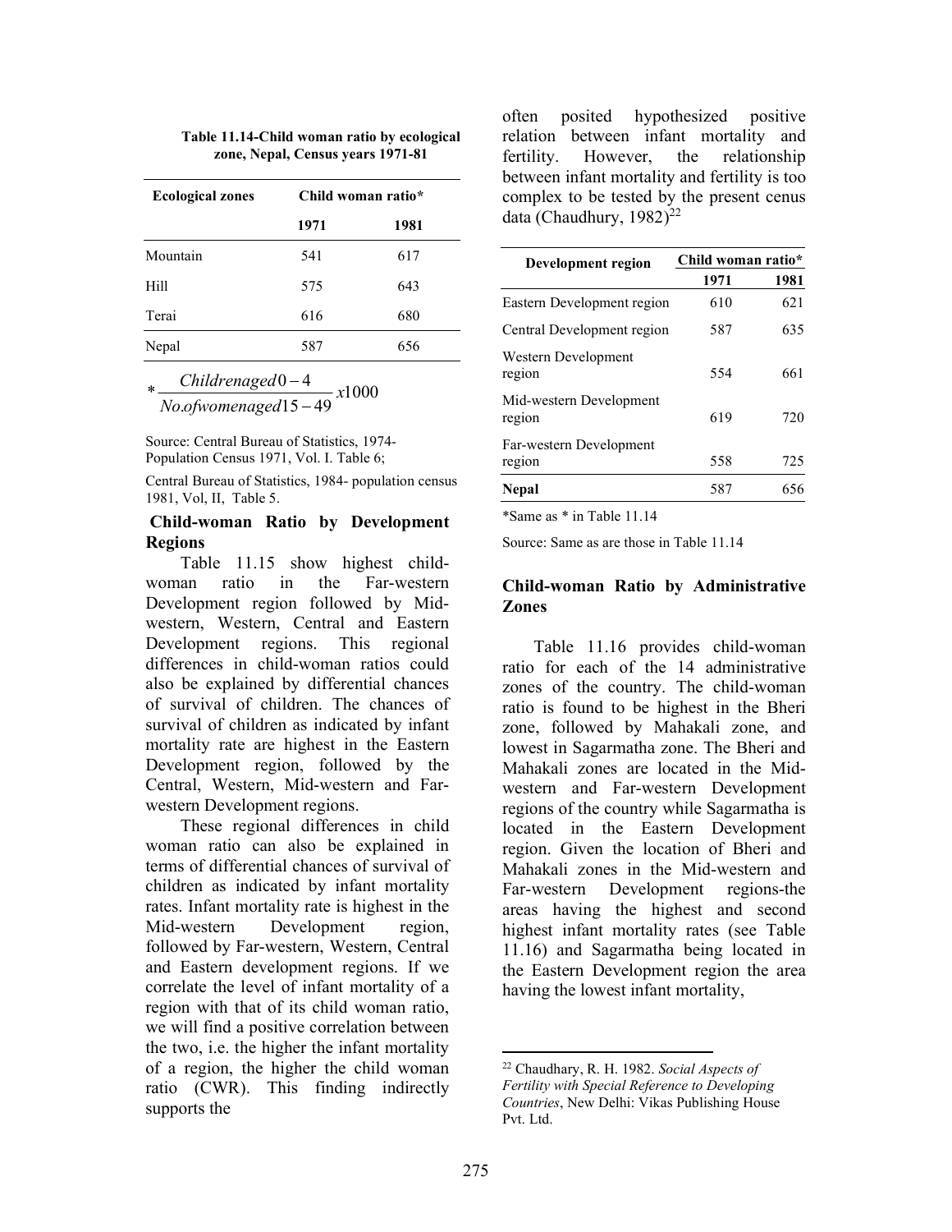**Table 11.14-Child woman ratio by ecological zone, Nepal, Census years 1971-81**

| Ecological zones | Child woman ratio* | |
|---|---|---|
| | 1971 | 1981 |
| Mountain | 541 | 617 |
| Hill | 575 | 643 |
| Terai | 616 | 680 |
| Nepal | 587 | 656 |

$$* \frac{Children aged 0-4}{No. of women aged 15-49} x1000$$

Source: Central Bureau of Statistics, 1974- Population Census 1971, Vol. I. Table 6;

Central Bureau of Statistics, 1984- population census 1981, Vol, II, Table 5.

### Child-woman Ratio by Development Regions

Table 11.15 show highest child-woman ratio in the Far-western Development region followed by Mid-western, Western, Central and Eastern Development regions. This regional differences in child-woman ratios could also be explained by differential chances of survival of children. The chances of survival of children as indicated by infant mortality rate are highest in the Eastern Development region, followed by the Central, Western, Mid-western and Far-western Development regions.

These regional differences in child woman ratio can also be explained in terms of differential chances of survival of children as indicated by infant mortality rates. Infant mortality rate is highest in the Mid-western Development region, followed by Far-western, Western, Central and Eastern development regions. If we correlate the level of infant mortality of a region with that of its child woman ratio, we will find a positive correlation between the two, i.e. the higher the infant mortality of a region, the higher the child woman ratio (CWR). This finding indirectly supports the often posited hypothesized positive relation between infant mortality and fertility. However, the relationship between infant mortality and fertility is too complex to be tested by the present cenus data (Chaudhury, 1982)[22]

| Development region | Child woman ratio* | |
|---|---|---|
| | 1971 | 1981 |
| Eastern Development region | 610 | 621 |
| Central Development region | 587 | 635 |
| Western Development region | 554 | 661 |
| Mid-western Development region | 619 | 720 |
| Far-western Development region | 558 | 725 |
| **Nepal** | 587 | 656 |

*Same as * in Table 11.14

Source: Same as are those in Table 11.14

### Child-woman Ratio by Administrative Zones

Table 11.16 provides child-woman ratio for each of the 14 administrative zones of the country. The child-woman ratio is found to be highest in the Bheri zone, followed by Mahakali zone, and lowest in Sagarmatha zone. The Bheri and Mahakali zones are located in the Mid-western and Far-western Development regions of the country while Sagarmatha is located in the Eastern Development region. Given the location of Bheri and Mahakali zones in the Mid-western and Far-western Development regions-the areas having the highest and second highest infant mortality rates (see Table 11.16) and Sagarmatha being located in the Eastern Development region the area having the lowest infant mortality,

[22] Chaudhary, R. H. 1982. *Social Aspects of Fertility with Special Reference to Developing Countries*, New Delhi: Vikas Publishing House Pvt. Ltd.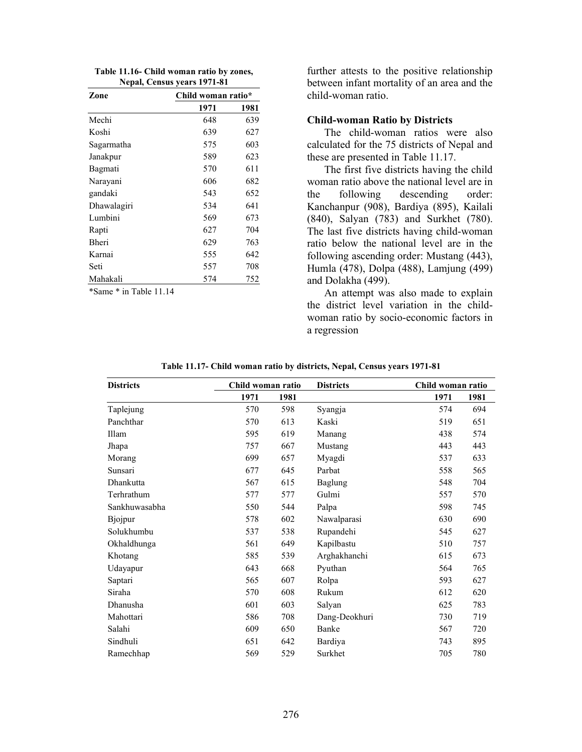**Table 11.16- Child woman ratio by zones, Nepal, Census years 1971-81**

| Zone | Child woman ratio* | |
|---|---|---|
| | 1971 | 1981 |
| Mechi | 648 | 639 |
| Koshi | 639 | 627 |
| Sagarmatha | 575 | 603 |
| Janakpur | 589 | 623 |
| Bagmati | 570 | 611 |
| Narayani | 606 | 682 |
| gandaki | 543 | 652 |
| Dhawalagiri | 534 | 641 |
| Lumbini | 569 | 673 |
| Rapti | 627 | 704 |
| Bheri | 629 | 763 |
| Karnai | 555 | 642 |
| Seti | 557 | 708 |
| Mahakali | 574 | 752 |

*Same * in Table 11.14

further attests to the positive relationship between infant mortality of an area and the child-woman ratio.

### Child-woman Ratio by Districts

The child-woman ratios were also calculated for the 75 districts of Nepal and these are presented in Table 11.17.

The first five districts having the child woman ratio above the national level are in the following descending order: Kanchanpur (908), Bardiya (895), Kailali (840), Salyan (783) and Surkhet (780). The last five districts having child-woman ratio below the national level are in the following ascending order: Mustang (443), Humla (478), Dolpa (488), Lamjung (499) and Dolakha (499).

An attempt was also made to explain the district level variation in the child-woman ratio by socio-economic factors in a regression

**Table 11.17- Child woman ratio by districts, Nepal, Census years 1971-81**

| Districts | Child woman ratio | | Districts | Child woman ratio | |
|---|---|---|---|---|---|
| | 1971 | 1981 | | 1971 | 1981 |
| Taplejung | 570 | 598 | Syangja | 574 | 694 |
| Panchthar | 570 | 613 | Kaski | 519 | 651 |
| Illam | 595 | 619 | Manang | 438 | 574 |
| Jhapa | 757 | 667 | Mustang | 443 | 443 |
| Morang | 699 | 657 | Myagdi | 537 | 633 |
| Sunsari | 677 | 645 | Parbat | 558 | 565 |
| Dhankutta | 567 | 615 | Baglung | 548 | 704 |
| Terhrathum | 577 | 577 | Gulmi | 557 | 570 |
| Sankhuwasabha | 550 | 544 | Palpa | 598 | 745 |
| Bjojpur | 578 | 602 | Nawalparasi | 630 | 690 |
| Solukhumbu | 537 | 538 | Rupandehi | 545 | 627 |
| Okhaldhunga | 561 | 649 | Kapilbastu | 510 | 757 |
| Khotang | 585 | 539 | Arghakhanchi | 615 | 673 |
| Udayapur | 643 | 668 | Pyuthan | 564 | 765 |
| Saptari | 565 | 607 | Rolpa | 593 | 627 |
| Siraha | 570 | 608 | Rukum | 612 | 620 |
| Dhanusha | 601 | 603 | Salyan | 625 | 783 |
| Mahottari | 586 | 708 | Dang-Deokhuri | 730 | 719 |
| Salahi | 609 | 650 | Banke | 567 | 720 |
| Sindhuli | 651 | 642 | Bardiya | 743 | 895 |
| Ramechhap | 569 | 529 | Surkhet | 705 | 780 |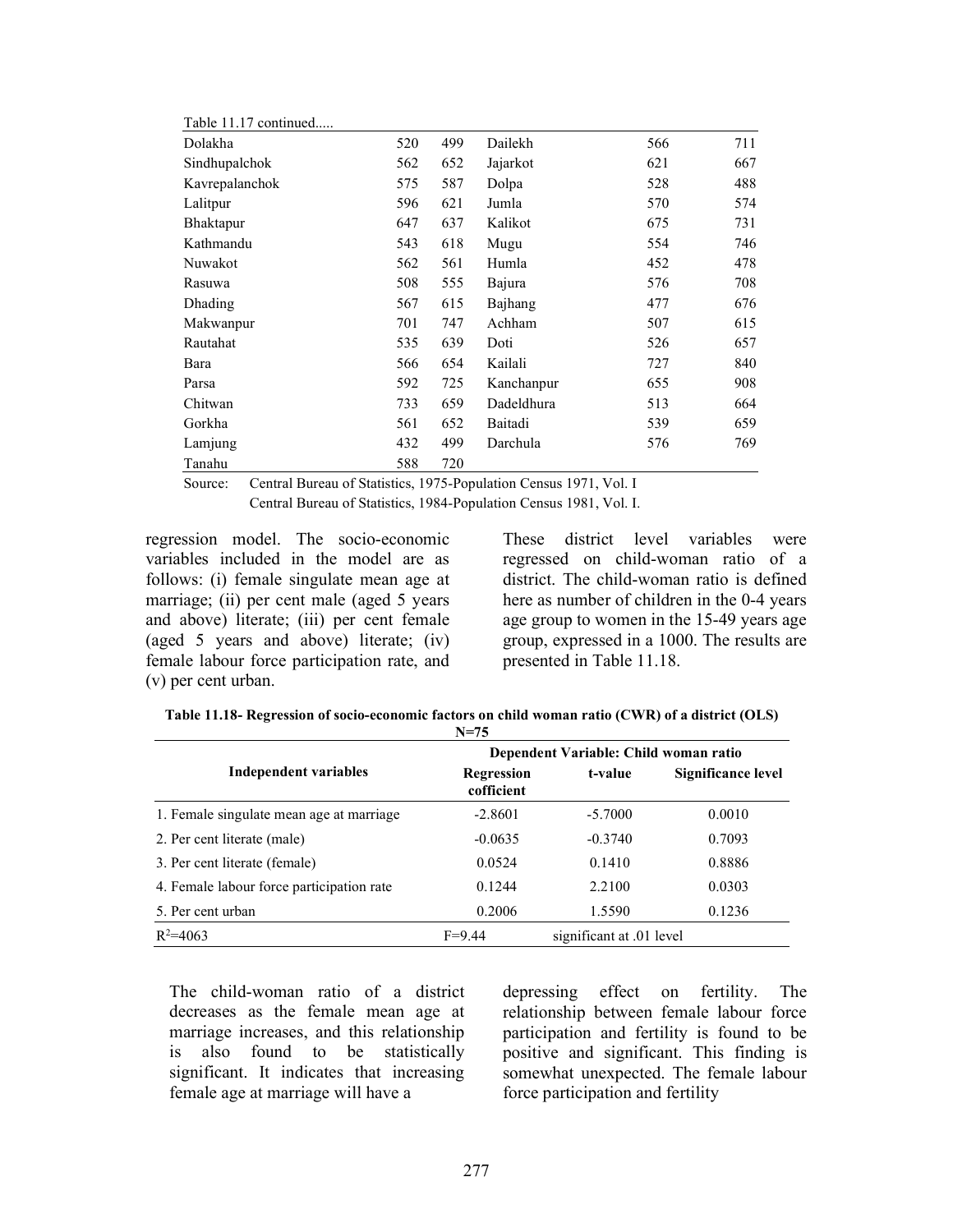Table 11.17 continued.....

| | | | | | |
|---|---|---|---|---|---|
| Dolakha | 520 | 499 | Dailekh | 566 | 711 |
| Sindhupalchok | 562 | 652 | Jajarkot | 621 | 667 |
| Kavrepalanchok | 575 | 587 | Dolpa | 528 | 488 |
| Lalitpur | 596 | 621 | Jumla | 570 | 574 |
| Bhaktapur | 647 | 637 | Kalikot | 675 | 731 |
| Kathmandu | 543 | 618 | Mugu | 554 | 746 |
| Nuwakot | 562 | 561 | Humla | 452 | 478 |
| Rasuwa | 508 | 555 | Bajura | 576 | 708 |
| Dhading | 567 | 615 | Bajhang | 477 | 676 |
| Makwanpur | 701 | 747 | Achham | 507 | 615 |
| Rautahat | 535 | 639 | Doti | 526 | 657 |
| Bara | 566 | 654 | Kailali | 727 | 840 |
| Parsa | 592 | 725 | Kanchanpur | 655 | 908 |
| Chitwan | 733 | 659 | Dadeldhura | 513 | 664 |
| Gorkha | 561 | 652 | Baitadi | 539 | 659 |
| Lamjung | 432 | 499 | Darchula | 576 | 769 |
| Tanahu | 588 | 720 | | | |

Source: Central Bureau of Statistics, 1975-Population Census 1971, Vol. I
Central Bureau of Statistics, 1984-Population Census 1981, Vol. I.

regression model. The socio-economic variables included in the model are as follows: (i) female singulate mean age at marriage; (ii) per cent male (aged 5 years and above) literate; (iii) per cent female (aged 5 years and above) literate; (iv) female labour force participation rate, and (v) per cent urban.

These district level variables were regressed on child-woman ratio of a district. The child-woman ratio is defined here as number of children in the 0-4 years age group to women in the 15-49 years age group, expressed in a 1000. The results are presented in Table 11.18.

**Table 11.18- Regression of socio-economic factors on child woman ratio (CWR) of a district (OLS) N=75**

| Independent variables | Dependent Variable: Child woman ratio | | |
|---|---|---|---|
| | Regression cofficient | t-value | Significance level |
| 1. Female singulate mean age at marriage | -2.8601 | -5.7000 | 0.0010 |
| 2. Per cent literate (male) | -0.0635 | -0.3740 | 0.7093 |
| 3. Per cent literate (female) | 0.0524 | 0.1410 | 0.8886 |
| 4. Female labour force participation rate | 0.1244 | 2.2100 | 0.0303 |
| 5. Per cent urban | 0.2006 | 1.5590 | 0.1236 |
| $R^2$=4063 | F=9.44 | significant at .01 level | |

The child-woman ratio of a district decreases as the female mean age at marriage increases, and this relationship is also found to be statistically significant. It indicates that increasing female age at marriage will have a depressing effect on fertility. The relationship between female labour force participation and fertility is found to be positive and significant. This finding is somewhat unexpected. The female labour force participation and fertility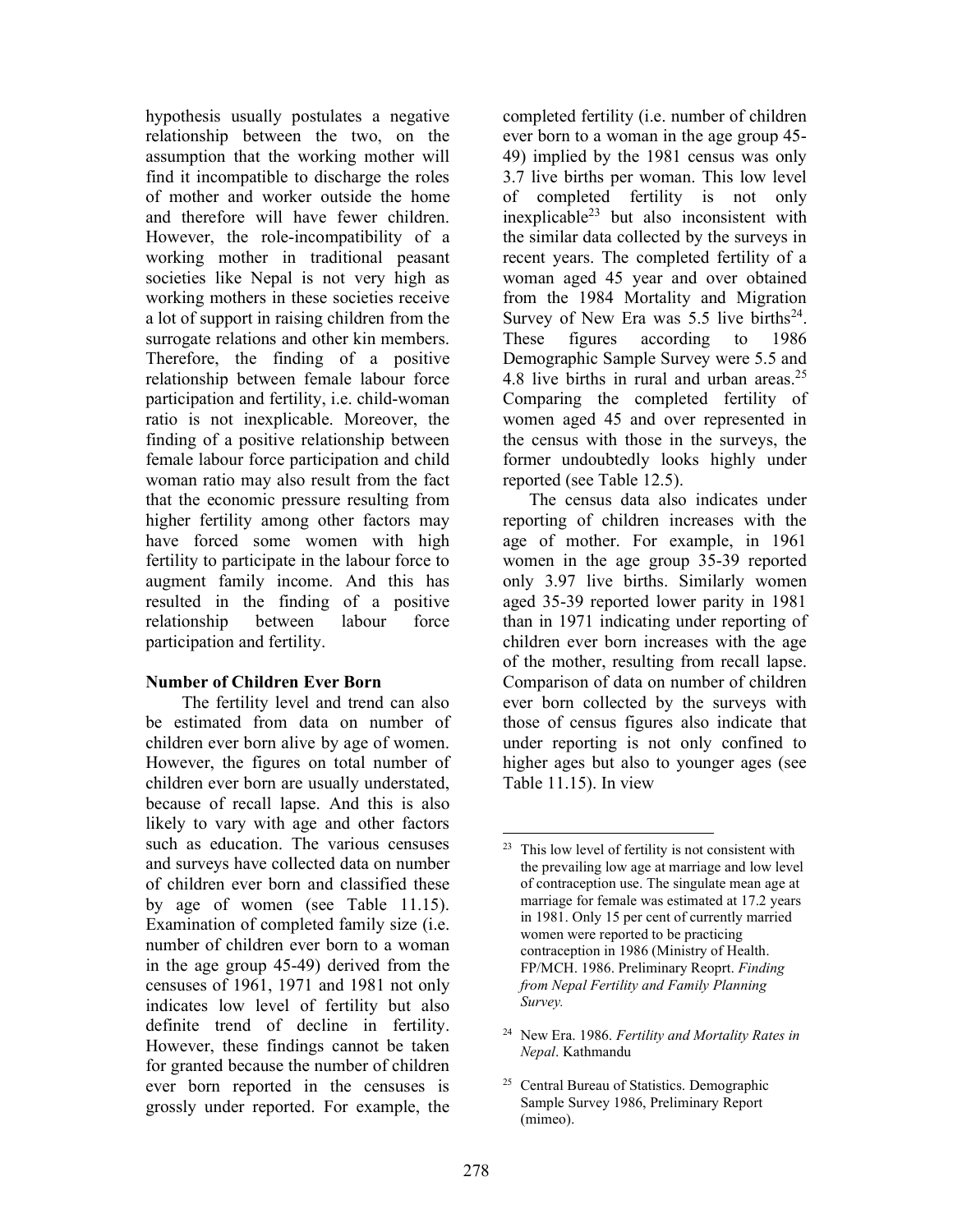hypothesis usually postulates a negative relationship between the two, on the assumption that the working mother will find it incompatible to discharge the roles of mother and worker outside the home and therefore will have fewer children. However, the role-incompatibility of a working mother in traditional peasant societies like Nepal is not very high as working mothers in these societies receive a lot of support in raising children from the surrogate relations and other kin members. Therefore, the finding of a positive relationship between female labour force participation and fertility, i.e. child-woman ratio is not inexplicable. Moreover, the finding of a positive relationship between female labour force participation and child woman ratio may also result from the fact that the economic pressure resulting from higher fertility among other factors may have forced some women with high fertility to participate in the labour force to augment family income. And this has resulted in the finding of a positive relationship between labour force participation and fertility.

**Number of Children Ever Born**

The fertility level and trend can also be estimated from data on number of children ever born alive by age of women. However, the figures on total number of children ever born are usually understated, because of recall lapse. And this is also likely to vary with age and other factors such as education. The various censuses and surveys have collected data on number of children ever born and classified these by age of women (see Table 11.15). Examination of completed family size (i.e. number of children ever born to a woman in the age group 45-49) derived from the censuses of 1961, 1971 and 1981 not only indicates low level of fertility but also definite trend of decline in fertility. However, these findings cannot be taken for granted because the number of children ever born reported in the censuses is grossly under reported. For example, the completed fertility (i.e. number of children ever born to a woman in the age group 45-49) implied by the 1981 census was only 3.7 live births per woman. This low level of completed fertility is not only inexplicable[23] but also inconsistent with the similar data collected by the surveys in recent years. The completed fertility of a woman aged 45 year and over obtained from the 1984 Mortality and Migration Survey of New Era was 5.5 live births[24]. These figures according to 1986 Demographic Sample Survey were 5.5 and 4.8 live births in rural and urban areas.[25] Comparing the completed fertility of women aged 45 and over represented in the census with those in the surveys, the former undoubtedly looks highly under reported (see Table 12.5).

The census data also indicates under reporting of children increases with the age of mother. For example, in 1961 women in the age group 35-39 reported only 3.97 live births. Similarly women aged 35-39 reported lower parity in 1981 than in 1971 indicating under reporting of children ever born increases with the age of the mother, resulting from recall lapse. Comparison of data on number of children ever born collected by the surveys with those of census figures also indicate that under reporting is not only confined to higher ages but also to younger ages (see Table 11.15). In view

---

[23] This low level of fertility is not consistent with the prevailing low age at marriage and low level of contraception use. The singulate mean age at marriage for female was estimated at 17.2 years in 1981. Only 15 per cent of currently married women were reported to be practicing contraception in 1986 (Ministry of Health. FP/MCH. 1986. Preliminary Reoprt. *Finding from Nepal Fertility and Family Planning Survey.*

[24] New Era. 1986. *Fertility and Mortality Rates in Nepal*. Kathmandu

[25] Central Bureau of Statistics. Demographic Sample Survey 1986, Preliminary Report (mimeo).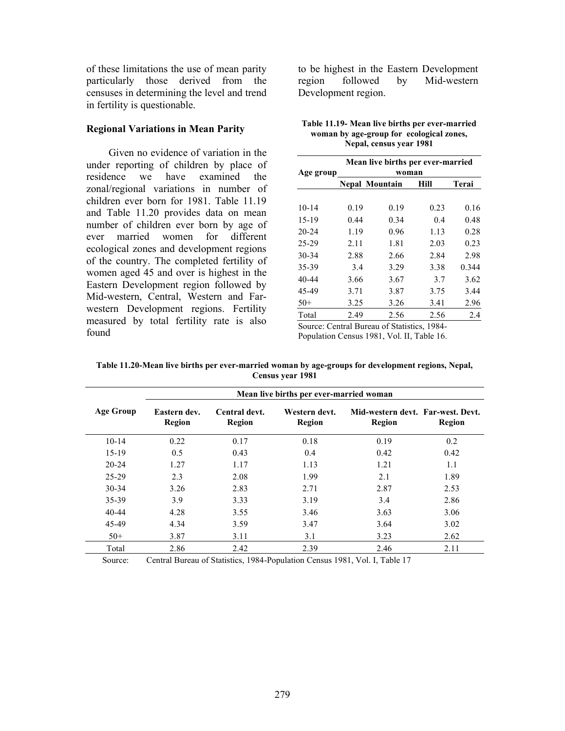of these limitations the use of mean parity particularly those derived from the censuses in determining the level and trend in fertility is questionable.

### Regional Variations in Mean Parity

Given no evidence of variation in the under reporting of children by place of residence we have examined the zonal/regional variations in number of children ever born for 1981. Table 11.19 and Table 11.20 provides data on mean number of children ever born by age of ever married women for different ecological zones and development regions of the country. The completed fertility of women aged 45 and over is highest in the Eastern Development region followed by Mid-western, Central, Western and Far-western Development regions. Fertility measured by total fertility rate is also found to be highest in the Eastern Development region followed by Mid-western Development region.

**Table 11.19- Mean live births per ever-married woman by age-group for ecological zones, Nepal, census year 1981**

| Age group | Mean live births per ever-married woman | | | |
|---|---|---|---|---|
| | Nepal | Mountain | Hill | Terai |
| 10-14 | 0.19 | 0.19 | 0.23 | 0.16 |
| 15-19 | 0.44 | 0.34 | 0.4 | 0.48 |
| 20-24 | 1.19 | 0.96 | 1.13 | 0.28 |
| 25-29 | 2.11 | 1.81 | 2.03 | 0.23 |
| 30-34 | 2.88 | 2.66 | 2.84 | 2.98 |
| 35-39 | 3.4 | 3.29 | 3.38 | 0.344 |
| 40-44 | 3.66 | 3.67 | 3.7 | 3.62 |
| 45-49 | 3.71 | 3.87 | 3.75 | 3.44 |
| 50+ | 3.25 | 3.26 | 3.41 | 2.96 |
| Total | 2.49 | 2.56 | 2.56 | 2.4 |

Source: Central Bureau of Statistics, 1984- Population Census 1981, Vol. II, Table 16.

**Table 11.20-Mean live births per ever-married woman by age-groups for development regions, Nepal, Census year 1981**

| Age Group | Mean live births per ever-married woman | | | | |
|---|---|---|---|---|---|
| | Eastern dev. Region | Central devt. Region | Western devt. Region | Mid-western devt. Region | Far-west. Devt. Region |
| 10-14 | 0.22 | 0.17 | 0.18 | 0.19 | 0.2 |
| 15-19 | 0.5 | 0.43 | 0.4 | 0.42 | 0.42 |
| 20-24 | 1.27 | 1.17 | 1.13 | 1.21 | 1.1 |
| 25-29 | 2.3 | 2.08 | 1.99 | 2.1 | 1.89 |
| 30-34 | 3.26 | 2.83 | 2.71 | 2.87 | 2.53 |
| 35-39 | 3.9 | 3.33 | 3.19 | 3.4 | 2.86 |
| 40-44 | 4.28 | 3.55 | 3.46 | 3.63 | 3.06 |
| 45-49 | 4.34 | 3.59 | 3.47 | 3.64 | 3.02 |
| 50+ | 3.87 | 3.11 | 3.1 | 3.23 | 2.62 |
| Total | 2.86 | 2.42 | 2.39 | 2.46 | 2.11 |

Source: Central Bureau of Statistics, 1984-Population Census 1981, Vol. I, Table 17